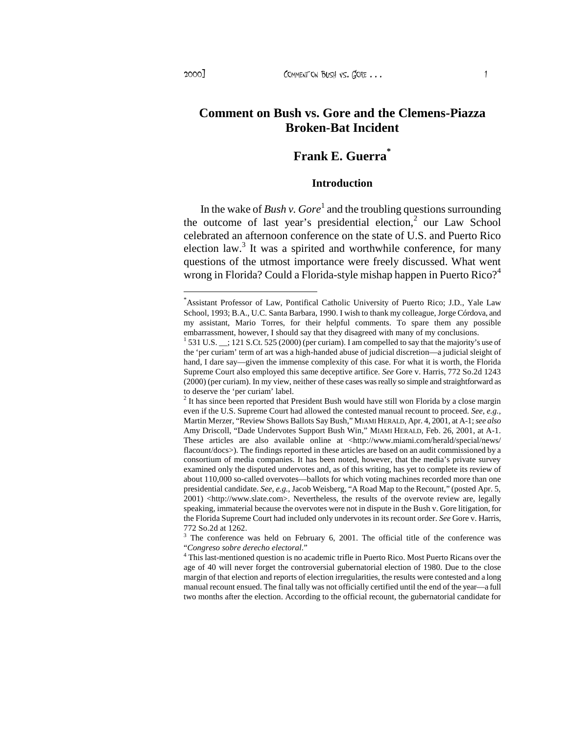# Comment on Bush vs. Gore and the Clemens-Piazza Broken-Bat Incident

## Frank E. Guerra[*]

### Introduction

In the wake of *Bush v. Gore*[1] and the troubling questions surrounding the outcome of last year's presidential election,[2] our Law School celebrated an afternoon conference on the state of U.S. and Puerto Rico election law.[3] It was a spirited and worthwhile conference, for many questions of the utmost importance were freely discussed. What went wrong in Florida? Could a Florida-style mishap happen in Puerto Rico?[4]

---

[*] Assistant Professor of Law, Pontifical Catholic University of Puerto Rico; J.D., Yale Law School, 1993; B.A., U.C. Santa Barbara, 1990. I wish to thank my colleague, Jorge Córdova, and my assistant, Mario Torres, for their helpful comments. To spare them any possible embarrassment, however, I should say that they disagreed with many of my conclusions.

[1] 531 U.S. __; 121 S.Ct. 525 (2000) (per curiam). I am compelled to say that the majority's use of the 'per curiam' term of art was a high-handed abuse of judicial discretion—a judicial sleight of hand, I dare say—given the immense complexity of this case. For what it is worth, the Florida Supreme Court also employed this same deceptive artifice. *See* Gore v. Harris, 772 So.2d 1243 (2000) (per curiam). In my view, neither of these cases was really so simple and straightforward as to deserve the 'per curiam' label.

[2] It has since been reported that President Bush would have still won Florida by a close margin even if the U.S. Supreme Court had allowed the contested manual recount to proceed. *See, e.g.,* Martin Merzer, "Review Shows Ballots Say Bush," MIAMI HERALD, Apr. 4, 2001, at A-1; *see also* Amy Driscoll, "Dade Undervotes Support Bush Win," MIAMI HERALD, Feb. 26, 2001, at A-1. These articles are also available online at <http://www.miami.com/herald/special/news/flacount/docs>). The findings reported in these articles are based on an audit commissioned by a consortium of media companies. It has been noted, however, that the media's private survey examined only the disputed undervotes and, as of this writing, has yet to complete its review of about 110,000 so-called overvotes—ballots for which voting machines recorded more than one presidential candidate. *See, e.g.,* Jacob Weisberg, "A Road Map to the Recount," (posted Apr. 5, 2001) <http://www.slate.com>. Nevertheless, the results of the overvote review are, legally speaking, immaterial because the overvotes were not in dispute in the Bush v. Gore litigation, for the Florida Supreme Court had included only undervotes in its recount order. *See* Gore v. Harris, 772 So.2d at 1262.

[3] The conference was held on February 6, 2001. The official title of the conference was "*Congreso sobre derecho electoral*."

[4] This last-mentioned question is no academic trifle in Puerto Rico. Most Puerto Ricans over the age of 40 will never forget the controversial gubernatorial election of 1980. Due to the close margin of that election and reports of election irregularities, the results were contested and a long manual recount ensued. The final tally was not officially certified until the end of the year—a full two months after the election. According to the official recount, the gubernatorial candidate for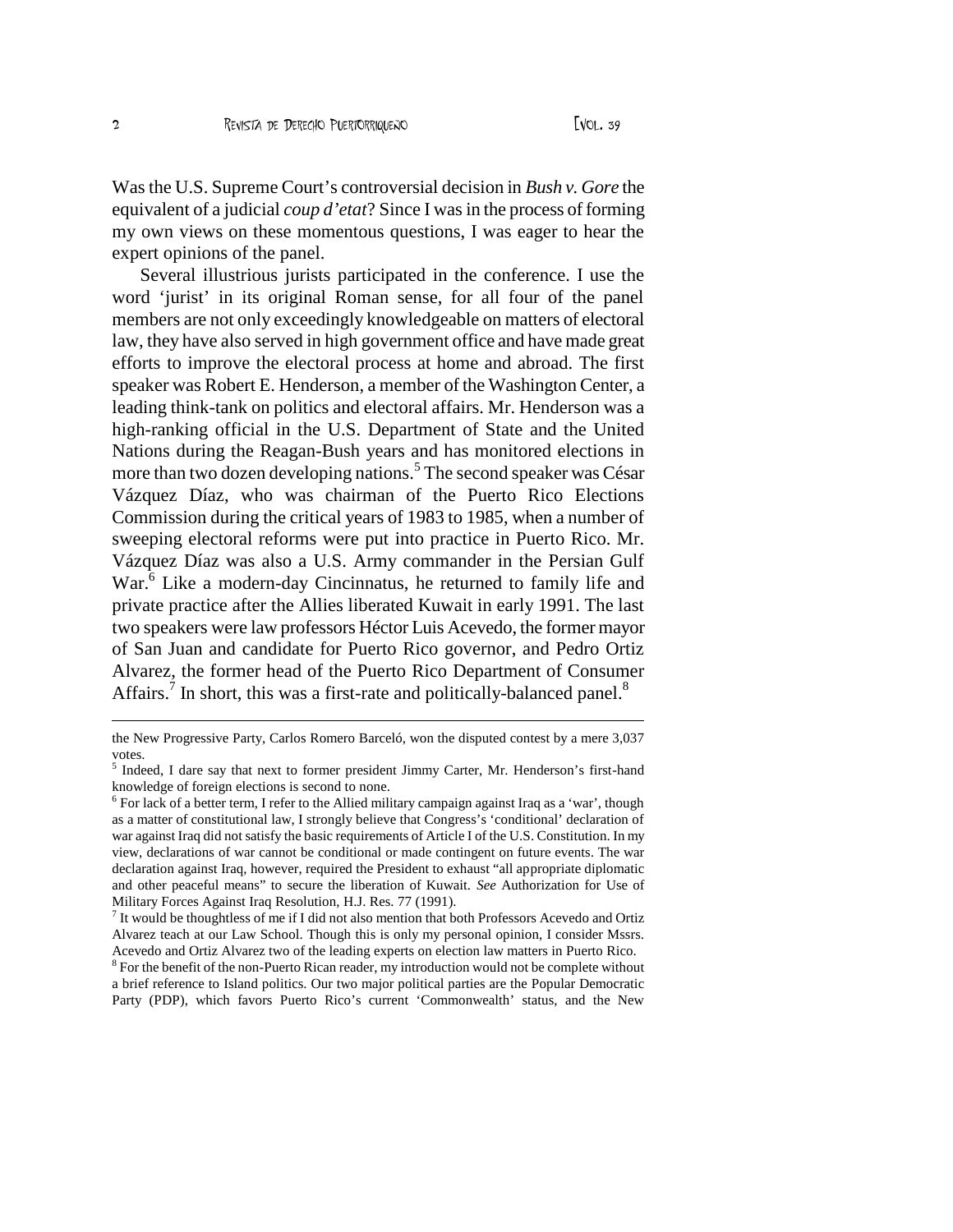Was the U.S. Supreme Court's controversial decision in *Bush v. Gore* the equivalent of a judicial *coup d'etat*? Since I was in the process of forming my own views on these momentous questions, I was eager to hear the expert opinions of the panel.

Several illustrious jurists participated in the conference. I use the word 'jurist' in its original Roman sense, for all four of the panel members are not only exceedingly knowledgeable on matters of electoral law, they have also served in high government office and have made great efforts to improve the electoral process at home and abroad. The first speaker was Robert E. Henderson, a member of the Washington Center, a leading think-tank on politics and electoral affairs. Mr. Henderson was a high-ranking official in the U.S. Department of State and the United Nations during the Reagan-Bush years and has monitored elections in more than two dozen developing nations.[5] The second speaker was César Vázquez Díaz, who was chairman of the Puerto Rico Elections Commission during the critical years of 1983 to 1985, when a number of sweeping electoral reforms were put into practice in Puerto Rico. Mr. Vázquez Díaz was also a U.S. Army commander in the Persian Gulf War.[6] Like a modern-day Cincinnatus, he returned to family life and private practice after the Allies liberated Kuwait in early 1991. The last two speakers were law professors Héctor Luis Acevedo, the former mayor of San Juan and candidate for Puerto Rico governor, and Pedro Ortiz Alvarez, the former head of the Puerto Rico Department of Consumer Affairs.[7] In short, this was a first-rate and politically-balanced panel.[8]

---

the New Progressive Party, Carlos Romero Barceló, won the disputed contest by a mere 3,037 votes.

[5] Indeed, I dare say that next to former president Jimmy Carter, Mr. Henderson's first-hand knowledge of foreign elections is second to none.

[6] For lack of a better term, I refer to the Allied military campaign against Iraq as a 'war', though as a matter of constitutional law, I strongly believe that Congress's 'conditional' declaration of war against Iraq did not satisfy the basic requirements of Article I of the U.S. Constitution. In my view, declarations of war cannot be conditional or made contingent on future events. The war declaration against Iraq, however, required the President to exhaust "all appropriate diplomatic and other peaceful means" to secure the liberation of Kuwait. *See* Authorization for Use of Military Forces Against Iraq Resolution, H.J. Res. 77 (1991).

[7] It would be thoughtless of me if I did not also mention that both Professors Acevedo and Ortiz Alvarez teach at our Law School. Though this is only my personal opinion, I consider Mssrs. Acevedo and Ortiz Alvarez two of the leading experts on election law matters in Puerto Rico.

[8] For the benefit of the non-Puerto Rican reader, my introduction would not be complete without a brief reference to Island politics. Our two major political parties are the Popular Democratic Party (PDP), which favors Puerto Rico's current 'Commonwealth' status, and the New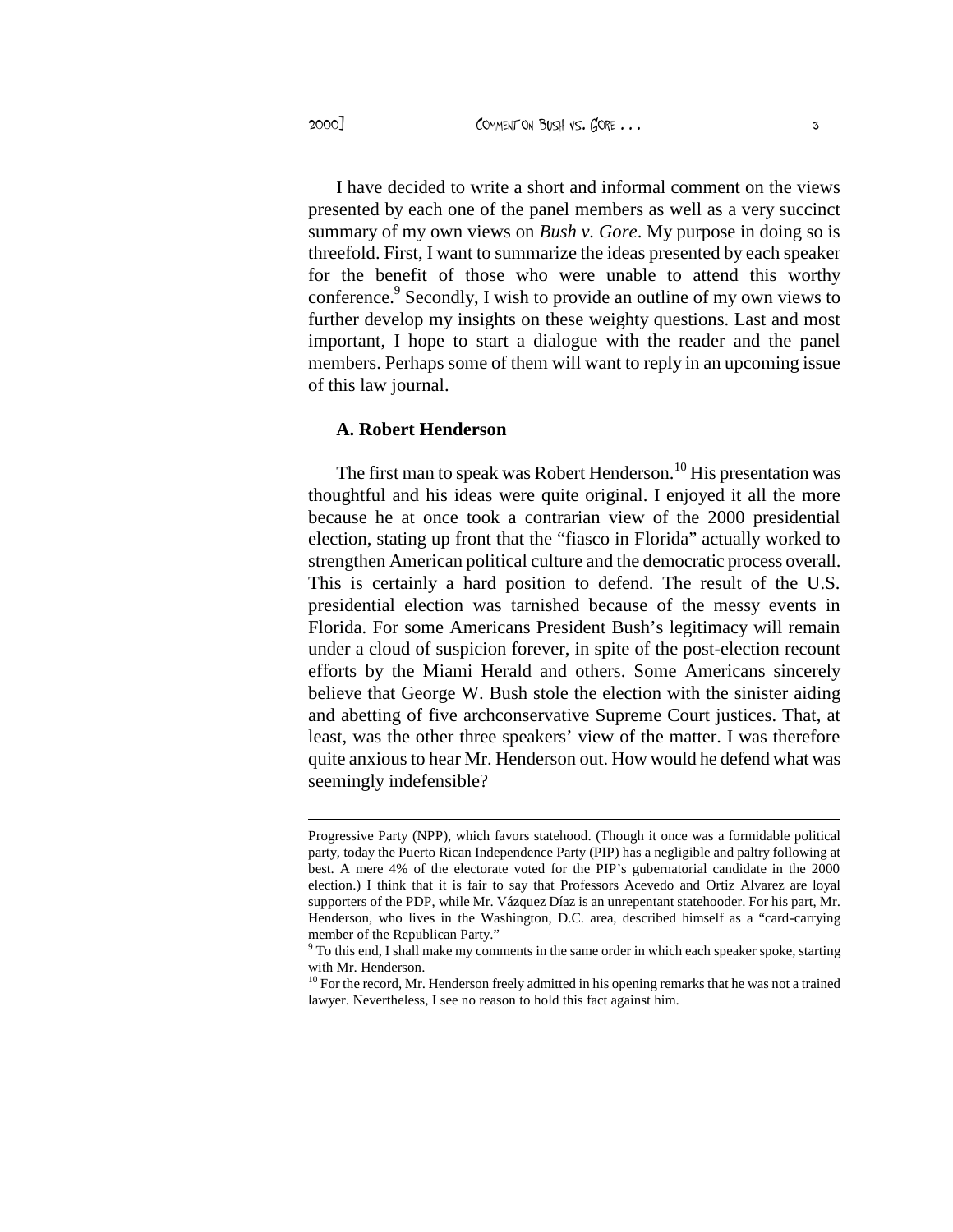I have decided to write a short and informal comment on the views presented by each one of the panel members as well as a very succinct summary of my own views on *Bush v. Gore*. My purpose in doing so is threefold. First, I want to summarize the ideas presented by each speaker for the benefit of those who were unable to attend this worthy conference.[9] Secondly, I wish to provide an outline of my own views to further develop my insights on these weighty questions. Last and most important, I hope to start a dialogue with the reader and the panel members. Perhaps some of them will want to reply in an upcoming issue of this law journal.

### A. Robert Henderson

The first man to speak was Robert Henderson.[10] His presentation was thoughtful and his ideas were quite original. I enjoyed it all the more because he at once took a contrarian view of the 2000 presidential election, stating up front that the "fiasco in Florida" actually worked to strengthen American political culture and the democratic process overall. This is certainly a hard position to defend. The result of the U.S. presidential election was tarnished because of the messy events in Florida. For some Americans President Bush's legitimacy will remain under a cloud of suspicion forever, in spite of the post-election recount efforts by the Miami Herald and others. Some Americans sincerely believe that George W. Bush stole the election with the sinister aiding and abetting of five archconservative Supreme Court justices. That, at least, was the other three speakers' view of the matter. I was therefore quite anxious to hear Mr. Henderson out. How would he defend what was seemingly indefensible?

---

Progressive Party (NPP), which favors statehood. (Though it once was a formidable political party, today the Puerto Rican Independence Party (PIP) has a negligible and paltry following at best. A mere 4% of the electorate voted for the PIP's gubernatorial candidate in the 2000 election.) I think that it is fair to say that Professors Acevedo and Ortiz Alvarez are loyal supporters of the PDP, while Mr. Vázquez Díaz is an unrepentant statehooder. For his part, Mr. Henderson, who lives in the Washington, D.C. area, described himself as a "card-carrying member of the Republican Party."

[9] To this end, I shall make my comments in the same order in which each speaker spoke, starting with Mr. Henderson.

[10] For the record, Mr. Henderson freely admitted in his opening remarks that he was not a trained lawyer. Nevertheless, I see no reason to hold this fact against him.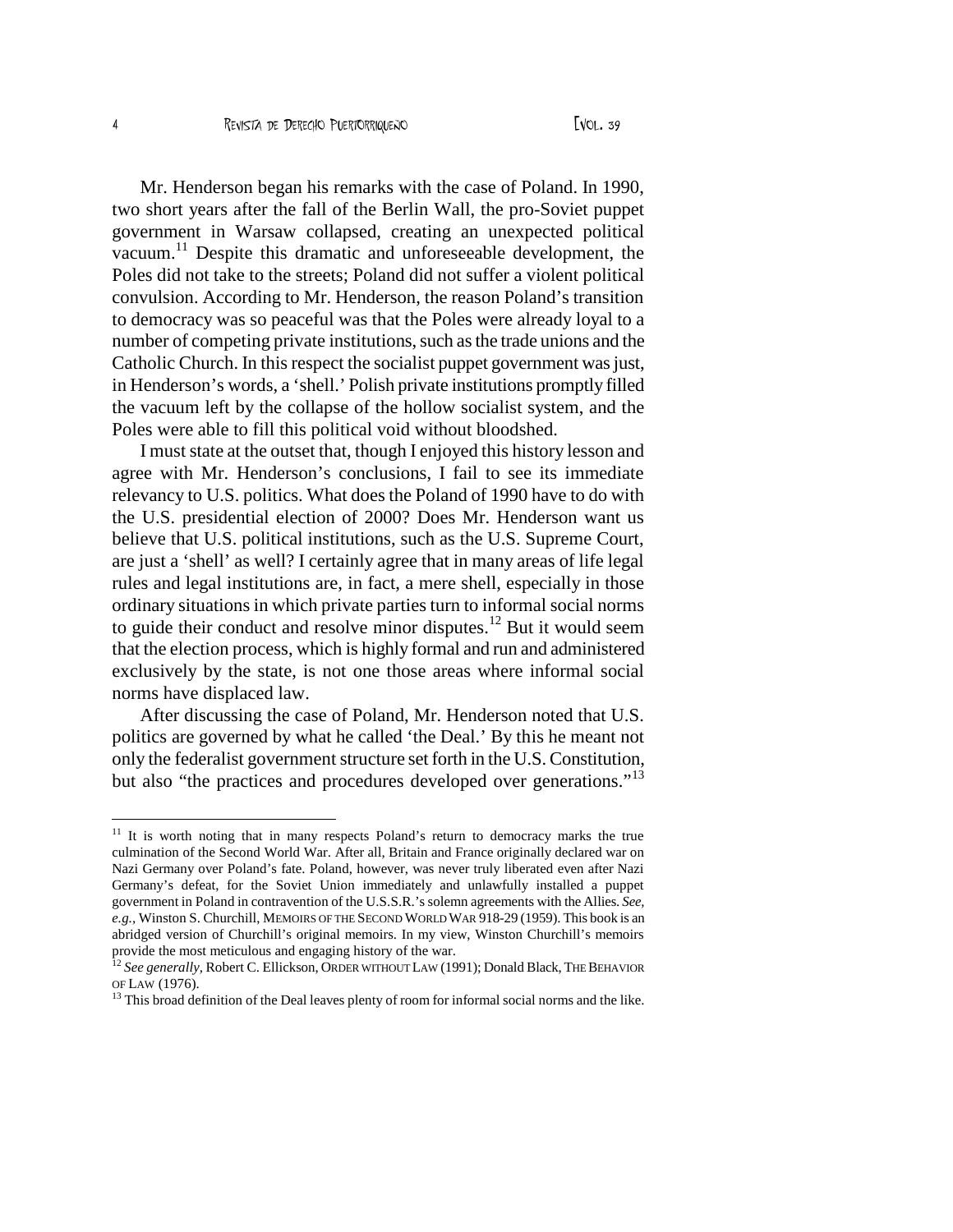Mr. Henderson began his remarks with the case of Poland. In 1990, two short years after the fall of the Berlin Wall, the pro-Soviet puppet government in Warsaw collapsed, creating an unexpected political vacuum.[11] Despite this dramatic and unforeseeable development, the Poles did not take to the streets; Poland did not suffer a violent political convulsion. According to Mr. Henderson, the reason Poland's transition to democracy was so peaceful was that the Poles were already loyal to a number of competing private institutions, such as the trade unions and the Catholic Church. In this respect the socialist puppet government was just, in Henderson's words, a 'shell.' Polish private institutions promptly filled the vacuum left by the collapse of the hollow socialist system, and the Poles were able to fill this political void without bloodshed.

I must state at the outset that, though I enjoyed this history lesson and agree with Mr. Henderson's conclusions, I fail to see its immediate relevancy to U.S. politics. What does the Poland of 1990 have to do with the U.S. presidential election of 2000? Does Mr. Henderson want us believe that U.S. political institutions, such as the U.S. Supreme Court, are just a 'shell' as well? I certainly agree that in many areas of life legal rules and legal institutions are, in fact, a mere shell, especially in those ordinary situations in which private parties turn to informal social norms to guide their conduct and resolve minor disputes.[12] But it would seem that the election process, which is highly formal and run and administered exclusively by the state, is not one those areas where informal social norms have displaced law.

After discussing the case of Poland, Mr. Henderson noted that U.S. politics are governed by what he called 'the Deal.' By this he meant not only the federalist government structure set forth in the U.S. Constitution, but also "the practices and procedures developed over generations."[13]

---

[11] It is worth noting that in many respects Poland's return to democracy marks the true culmination of the Second World War. After all, Britain and France originally declared war on Nazi Germany over Poland's fate. Poland, however, was never truly liberated even after Nazi Germany's defeat, for the Soviet Union immediately and unlawfully installed a puppet government in Poland in contravention of the U.S.S.R.'s solemn agreements with the Allies. *See, e.g.,* Winston S. Churchill, MEMOIRS OF THE SECOND WORLD WAR 918-29 (1959). This book is an abridged version of Churchill's original memoirs. In my view, Winston Churchill's memoirs provide the most meticulous and engaging history of the war.

[12] *See generally,* Robert C. Ellickson, ORDER WITHOUT LAW (1991); Donald Black, THE BEHAVIOR OF LAW (1976).

[13] This broad definition of the Deal leaves plenty of room for informal social norms and the like.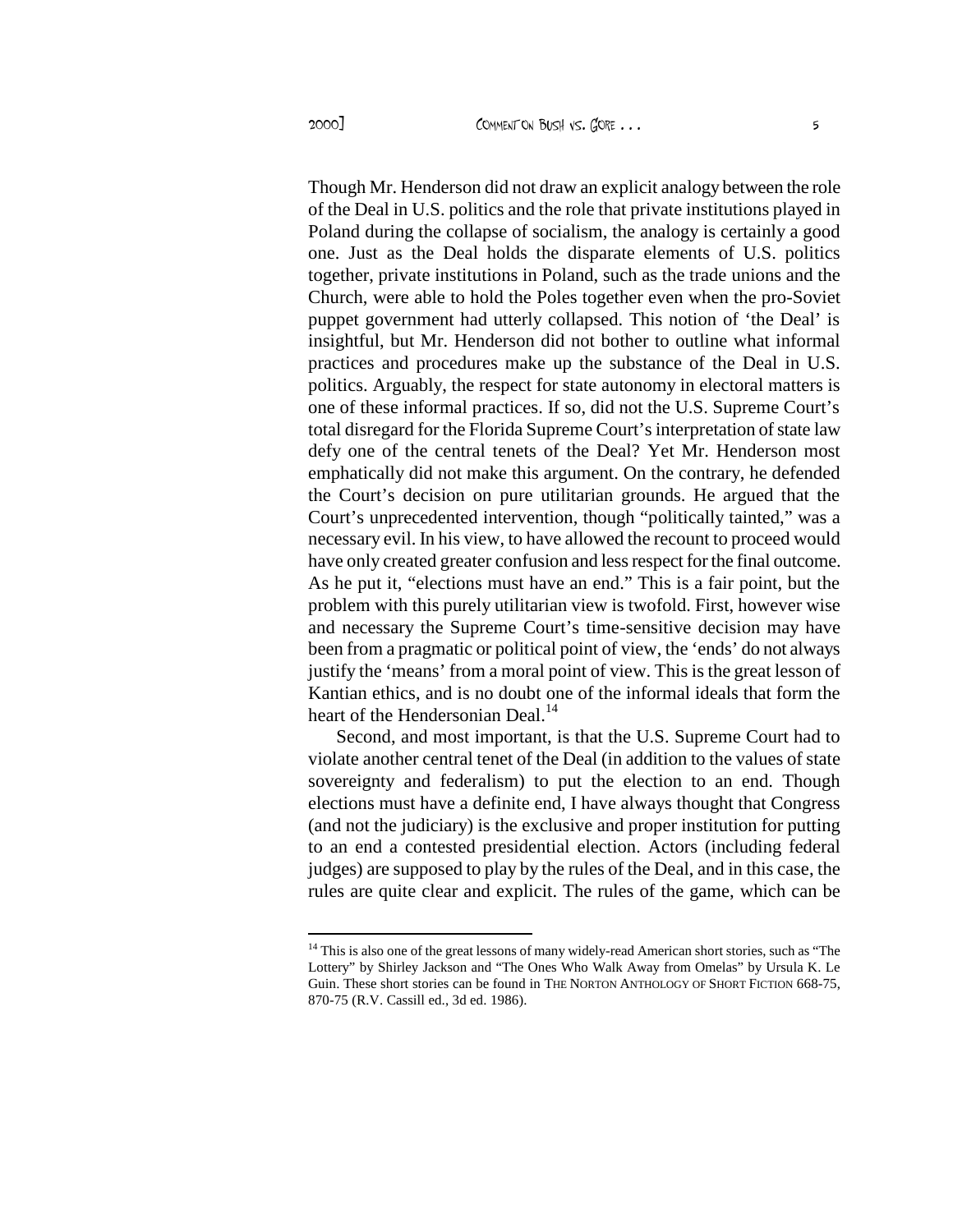Though Mr. Henderson did not draw an explicit analogy between the role of the Deal in U.S. politics and the role that private institutions played in Poland during the collapse of socialism, the analogy is certainly a good one. Just as the Deal holds the disparate elements of U.S. politics together, private institutions in Poland, such as the trade unions and the Church, were able to hold the Poles together even when the pro-Soviet puppet government had utterly collapsed. This notion of 'the Deal' is insightful, but Mr. Henderson did not bother to outline what informal practices and procedures make up the substance of the Deal in U.S. politics. Arguably, the respect for state autonomy in electoral matters is one of these informal practices. If so, did not the U.S. Supreme Court's total disregard for the Florida Supreme Court's interpretation of state law defy one of the central tenets of the Deal? Yet Mr. Henderson most emphatically did not make this argument. On the contrary, he defended the Court's decision on pure utilitarian grounds. He argued that the Court's unprecedented intervention, though "politically tainted," was a necessary evil. In his view, to have allowed the recount to proceed would have only created greater confusion and less respect for the final outcome. As he put it, "elections must have an end." This is a fair point, but the problem with this purely utilitarian view is twofold. First, however wise and necessary the Supreme Court's time-sensitive decision may have been from a pragmatic or political point of view, the 'ends' do not always justify the 'means' from a moral point of view. This is the great lesson of Kantian ethics, and is no doubt one of the informal ideals that form the heart of the Hendersonian Deal.[14]

Second, and most important, is that the U.S. Supreme Court had to violate another central tenet of the Deal (in addition to the values of state sovereignty and federalism) to put the election to an end. Though elections must have a definite end, I have always thought that Congress (and not the judiciary) is the exclusive and proper institution for putting to an end a contested presidential election. Actors (including federal judges) are supposed to play by the rules of the Deal, and in this case, the rules are quite clear and explicit. The rules of the game, which can be

---

[14] This is also one of the great lessons of many widely-read American short stories, such as "The Lottery" by Shirley Jackson and "The Ones Who Walk Away from Omelas" by Ursula K. Le Guin. These short stories can be found in THE NORTON ANTHOLOGY OF SHORT FICTION 668-75, 870-75 (R.V. Cassill ed., 3d ed. 1986).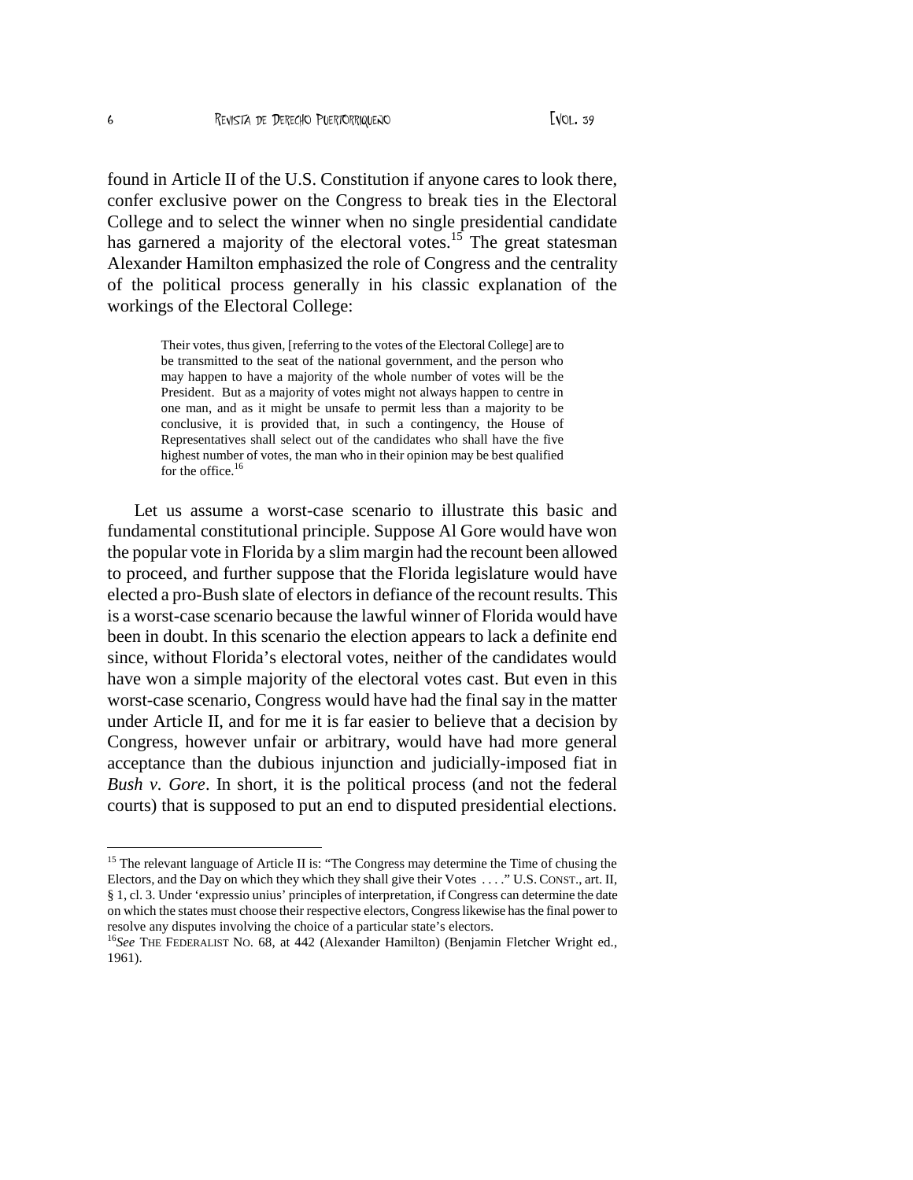found in Article II of the U.S. Constitution if anyone cares to look there, confer exclusive power on the Congress to break ties in the Electoral College and to select the winner when no single presidential candidate has garnered a majority of the electoral votes.[15] The great statesman Alexander Hamilton emphasized the role of Congress and the centrality of the political process generally in his classic explanation of the workings of the Electoral College:

> Their votes, thus given, [referring to the votes of the Electoral College] are to be transmitted to the seat of the national government, and the person who may happen to have a majority of the whole number of votes will be the President. But as a majority of votes might not always happen to centre in one man, and as it might be unsafe to permit less than a majority to be conclusive, it is provided that, in such a contingency, the House of Representatives shall select out of the candidates who shall have the five highest number of votes, the man who in their opinion may be best qualified for the office.[16]

Let us assume a worst-case scenario to illustrate this basic and fundamental constitutional principle. Suppose Al Gore would have won the popular vote in Florida by a slim margin had the recount been allowed to proceed, and further suppose that the Florida legislature would have elected a pro-Bush slate of electors in defiance of the recount results. This is a worst-case scenario because the lawful winner of Florida would have been in doubt. In this scenario the election appears to lack a definite end since, without Florida's electoral votes, neither of the candidates would have won a simple majority of the electoral votes cast. But even in this worst-case scenario, Congress would have had the final say in the matter under Article II, and for me it is far easier to believe that a decision by Congress, however unfair or arbitrary, would have had more general acceptance than the dubious injunction and judicially-imposed fiat in *Bush v. Gore*. In short, it is the political process (and not the federal courts) that is supposed to put an end to disputed presidential elections.

---

[15] The relevant language of Article II is: "The Congress may determine the Time of chusing the Electors, and the Day on which they which they shall give their Votes . . . ." U.S. CONST., art. II, § 1, cl. 3. Under 'expressio unius' principles of interpretation, if Congress can determine the date on which the states must choose their respective electors, Congress likewise has the final power to resolve any disputes involving the choice of a particular state's electors.

[16] *See* THE FEDERALIST NO. 68, at 442 (Alexander Hamilton) (Benjamin Fletcher Wright ed., 1961).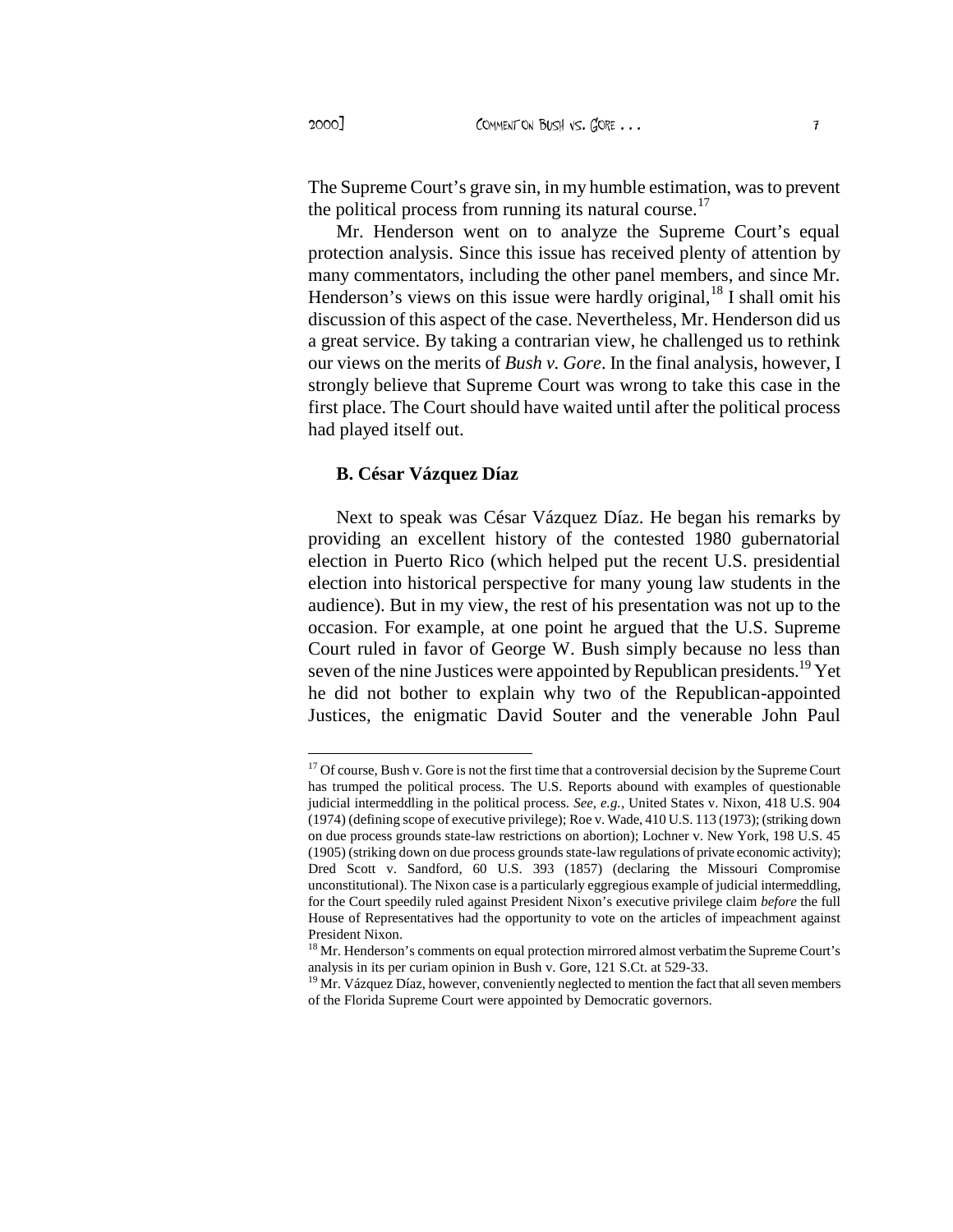The Supreme Court's grave sin, in my humble estimation, was to prevent the political process from running its natural course.[17]

Mr. Henderson went on to analyze the Supreme Court's equal protection analysis. Since this issue has received plenty of attention by many commentators, including the other panel members, and since Mr. Henderson's views on this issue were hardly original,[18] I shall omit his discussion of this aspect of the case. Nevertheless, Mr. Henderson did us a great service. By taking a contrarian view, he challenged us to rethink our views on the merits of *Bush v. Gore*. In the final analysis, however, I strongly believe that Supreme Court was wrong to take this case in the first place. The Court should have waited until after the political process had played itself out.

### B. César Vázquez Díaz

Next to speak was César Vázquez Díaz. He began his remarks by providing an excellent history of the contested 1980 gubernatorial election in Puerto Rico (which helped put the recent U.S. presidential election into historical perspective for many young law students in the audience). But in my view, the rest of his presentation was not up to the occasion. For example, at one point he argued that the U.S. Supreme Court ruled in favor of George W. Bush simply because no less than seven of the nine Justices were appointed by Republican presidents.[19] Yet he did not bother to explain why two of the Republican-appointed Justices, the enigmatic David Souter and the venerable John Paul

---

[17] Of course, Bush v. Gore is not the first time that a controversial decision by the Supreme Court has trumped the political process. The U.S. Reports abound with examples of questionable judicial intermeddling in the political process. *See, e.g.*, United States v. Nixon, 418 U.S. 904 (1974) (defining scope of executive privilege); Roe v. Wade, 410 U.S. 113 (1973); (striking down on due process grounds state-law restrictions on abortion); Lochner v. New York, 198 U.S. 45 (1905) (striking down on due process grounds state-law regulations of private economic activity); Dred Scott v. Sandford, 60 U.S. 393 (1857) (declaring the Missouri Compromise unconstitutional). The Nixon case is a particularly eggregious example of judicial intermeddling, for the Court speedily ruled against President Nixon's executive privilege claim *before* the full House of Representatives had the opportunity to vote on the articles of impeachment against President Nixon.

[18] Mr. Henderson's comments on equal protection mirrored almost verbatim the Supreme Court's analysis in its per curiam opinion in Bush v. Gore, 121 S.Ct. at 529-33.

[19] Mr. Vázquez Díaz, however, conveniently neglected to mention the fact that all seven members of the Florida Supreme Court were appointed by Democratic governors.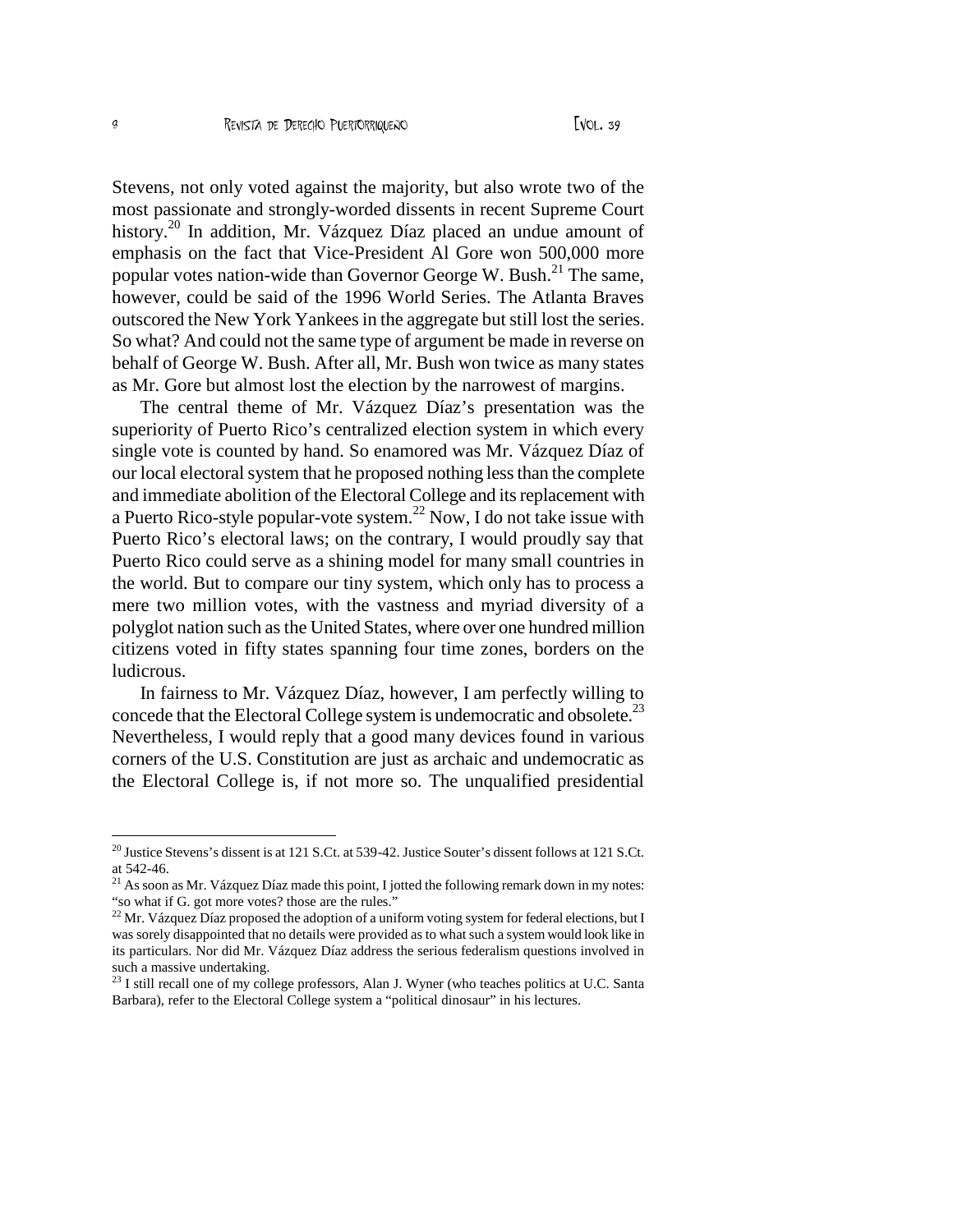Stevens, not only voted against the majority, but also wrote two of the most passionate and strongly-worded dissents in recent Supreme Court history.[20] In addition, Mr. Vázquez Díaz placed an undue amount of emphasis on the fact that Vice-President Al Gore won 500,000 more popular votes nation-wide than Governor George W. Bush.[21] The same, however, could be said of the 1996 World Series. The Atlanta Braves outscored the New York Yankees in the aggregate but still lost the series. So what? And could not the same type of argument be made in reverse on behalf of George W. Bush. After all, Mr. Bush won twice as many states as Mr. Gore but almost lost the election by the narrowest of margins.

The central theme of Mr. Vázquez Díaz's presentation was the superiority of Puerto Rico's centralized election system in which every single vote is counted by hand. So enamored was Mr. Vázquez Díaz of our local electoral system that he proposed nothing less than the complete and immediate abolition of the Electoral College and its replacement with a Puerto Rico-style popular-vote system.[22] Now, I do not take issue with Puerto Rico's electoral laws; on the contrary, I would proudly say that Puerto Rico could serve as a shining model for many small countries in the world. But to compare our tiny system, which only has to process a mere two million votes, with the vastness and myriad diversity of a polyglot nation such as the United States, where over one hundred million citizens voted in fifty states spanning four time zones, borders on the ludicrous.

In fairness to Mr. Vázquez Díaz, however, I am perfectly willing to concede that the Electoral College system is undemocratic and obsolete.[23] Nevertheless, I would reply that a good many devices found in various corners of the U.S. Constitution are just as archaic and undemocratic as the Electoral College is, if not more so. The unqualified presidential

---

[20] Justice Stevens's dissent is at 121 S.Ct. at 539-42. Justice Souter's dissent follows at 121 S.Ct. at 542-46.

[21] As soon as Mr. Vázquez Díaz made this point, I jotted the following remark down in my notes: "so what if G. got more votes? those are the rules."

[22] Mr. Vázquez Díaz proposed the adoption of a uniform voting system for federal elections, but I was sorely disappointed that no details were provided as to what such a system would look like in its particulars. Nor did Mr. Vázquez Díaz address the serious federalism questions involved in such a massive undertaking.

[23] I still recall one of my college professors, Alan J. Wyner (who teaches politics at U.C. Santa Barbara), refer to the Electoral College system a "political dinosaur" in his lectures.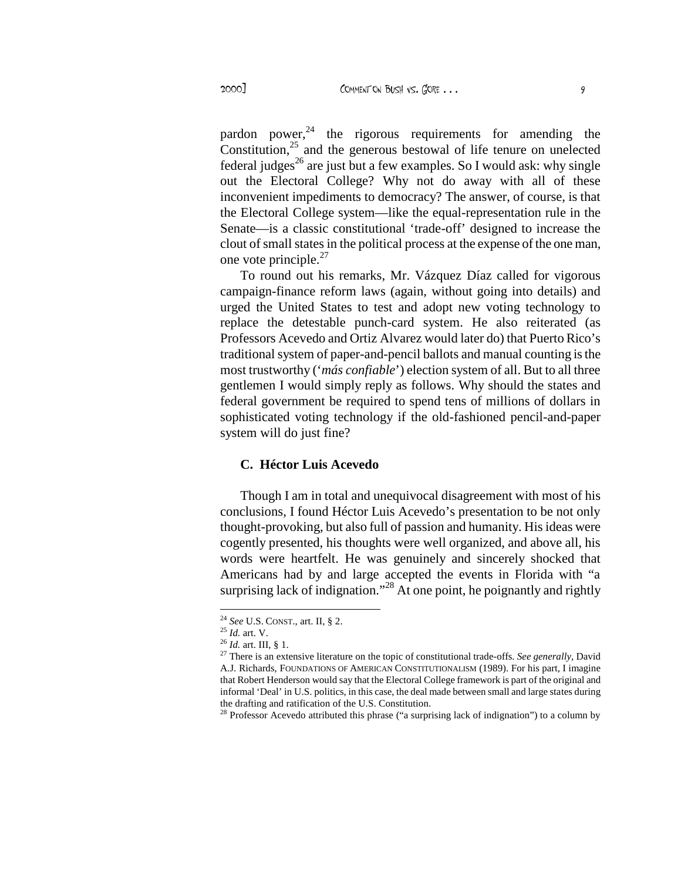pardon power,[24] the rigorous requirements for amending the Constitution,[25] and the generous bestowal of life tenure on unelected federal judges[26] are just but a few examples. So I would ask: why single out the Electoral College? Why not do away with all of these inconvenient impediments to democracy? The answer, of course, is that the Electoral College system—like the equal-representation rule in the Senate—is a classic constitutional 'trade-off' designed to increase the clout of small states in the political process at the expense of the one man, one vote principle.[27]

To round out his remarks, Mr. Vázquez Díaz called for vigorous campaign-finance reform laws (again, without going into details) and urged the United States to test and adopt new voting technology to replace the detestable punch-card system. He also reiterated (as Professors Acevedo and Ortiz Alvarez would later do) that Puerto Rico's traditional system of paper-and-pencil ballots and manual counting is the most trustworthy ('*más confiable*') election system of all. But to all three gentlemen I would simply reply as follows. Why should the states and federal government be required to spend tens of millions of dollars in sophisticated voting technology if the old-fashioned pencil-and-paper system will do just fine?

### C. Héctor Luis Acevedo

Though I am in total and unequivocal disagreement with most of his conclusions, I found Héctor Luis Acevedo's presentation to be not only thought-provoking, but also full of passion and humanity. His ideas were cogently presented, his thoughts were well organized, and above all, his words were heartfelt. He was genuinely and sincerely shocked that Americans had by and large accepted the events in Florida with "a surprising lack of indignation."[28] At one point, he poignantly and rightly

---

[24] *See* U.S. CONST., art. II, § 2.

[25] *Id.* art. V.

[26] *Id.* art. III, § 1.

[27] There is an extensive literature on the topic of constitutional trade-offs. *See generally*, David A.J. Richards, FOUNDATIONS OF AMERICAN CONSTITUTIONALISM (1989). For his part, I imagine that Robert Henderson would say that the Electoral College framework is part of the original and informal 'Deal' in U.S. politics, in this case, the deal made between small and large states during the drafting and ratification of the U.S. Constitution.

[28] Professor Acevedo attributed this phrase ("a surprising lack of indignation") to a column by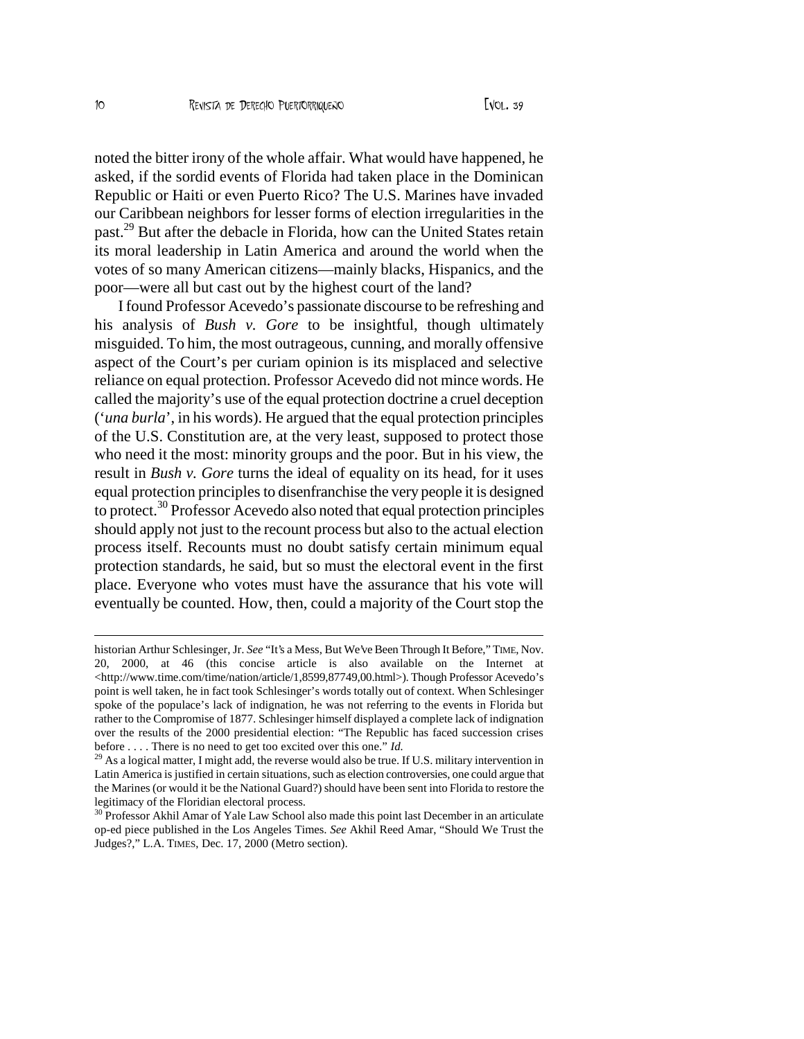noted the bitter irony of the whole affair. What would have happened, he asked, if the sordid events of Florida had taken place in the Dominican Republic or Haiti or even Puerto Rico? The U.S. Marines have invaded our Caribbean neighbors for lesser forms of election irregularities in the past.[29] But after the debacle in Florida, how can the United States retain its moral leadership in Latin America and around the world when the votes of so many American citizens—mainly blacks, Hispanics, and the poor—were all but cast out by the highest court of the land?

I found Professor Acevedo's passionate discourse to be refreshing and his analysis of *Bush v. Gore* to be insightful, though ultimately misguided. To him, the most outrageous, cunning, and morally offensive aspect of the Court's per curiam opinion is its misplaced and selective reliance on equal protection. Professor Acevedo did not mince words. He called the majority's use of the equal protection doctrine a cruel deception ('*una burla*', in his words). He argued that the equal protection principles of the U.S. Constitution are, at the very least, supposed to protect those who need it the most: minority groups and the poor. But in his view, the result in *Bush v. Gore* turns the ideal of equality on its head, for it uses equal protection principles to disenfranchise the very people it is designed to protect.[30] Professor Acevedo also noted that equal protection principles should apply not just to the recount process but also to the actual election process itself. Recounts must no doubt satisfy certain minimum equal protection standards, he said, but so must the electoral event in the first place. Everyone who votes must have the assurance that his vote will eventually be counted. How, then, could a majority of the Court stop the

---

historian Arthur Schlesinger, Jr. *See* "It's a Mess, But We've Been Through It Before," TIME, Nov. 20, 2000, at 46 (this concise article is also available on the Internet at <http://www.time.com/time/nation/article/1,8599,87749,00.html>). Though Professor Acevedo's point is well taken, he in fact took Schlesinger's words totally out of context. When Schlesinger spoke of the populace's lack of indignation, he was not referring to the events in Florida but rather to the Compromise of 1877. Schlesinger himself displayed a complete lack of indignation over the results of the 2000 presidential election: "The Republic has faced succession crises before . . . . There is no need to get too excited over this one." *Id.*

[29] As a logical matter, I might add, the reverse would also be true. If U.S. military intervention in Latin America is justified in certain situations, such as election controversies, one could argue that the Marines (or would it be the National Guard?) should have been sent into Florida to restore the legitimacy of the Floridian electoral process.

[30] Professor Akhil Amar of Yale Law School also made this point last December in an articulate op-ed piece published in the Los Angeles Times. *See* Akhil Reed Amar, "Should We Trust the Judges?," L.A. TIMES, Dec. 17, 2000 (Metro section).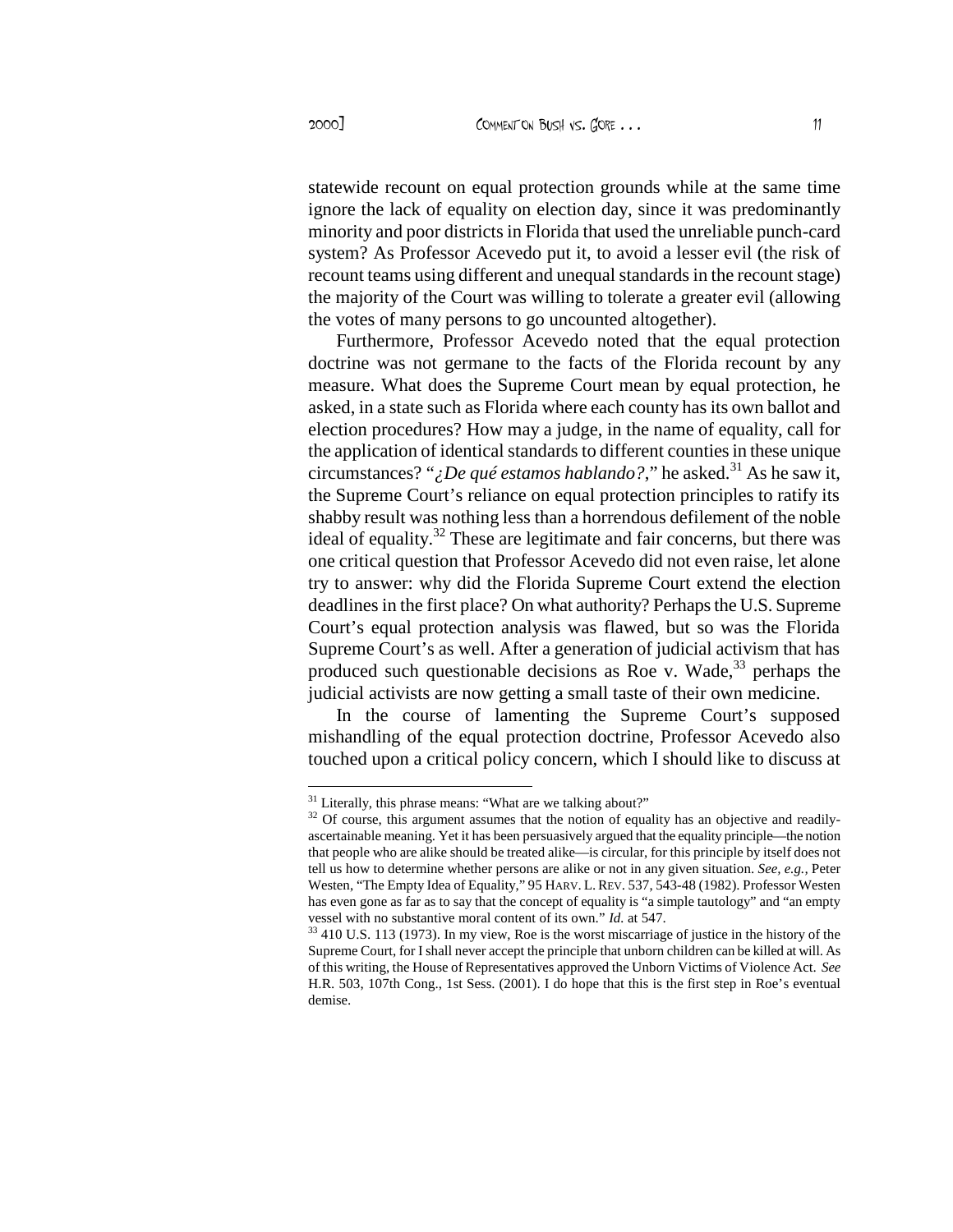statewide recount on equal protection grounds while at the same time ignore the lack of equality on election day, since it was predominantly minority and poor districts in Florida that used the unreliable punch-card system? As Professor Acevedo put it, to avoid a lesser evil (the risk of recount teams using different and unequal standards in the recount stage) the majority of the Court was willing to tolerate a greater evil (allowing the votes of many persons to go uncounted altogether).

Furthermore, Professor Acevedo noted that the equal protection doctrine was not germane to the facts of the Florida recount by any measure. What does the Supreme Court mean by equal protection, he asked, in a state such as Florida where each county has its own ballot and election procedures? How may a judge, in the name of equality, call for the application of identical standards to different counties in these unique circumstances? "*¿De qué estamos hablando?*," he asked.[31] As he saw it, the Supreme Court's reliance on equal protection principles to ratify its shabby result was nothing less than a horrendous defilement of the noble ideal of equality.[32] These are legitimate and fair concerns, but there was one critical question that Professor Acevedo did not even raise, let alone try to answer: why did the Florida Supreme Court extend the election deadlines in the first place? On what authority? Perhaps the U.S. Supreme Court's equal protection analysis was flawed, but so was the Florida Supreme Court's as well. After a generation of judicial activism that has produced such questionable decisions as Roe v. Wade,[33] perhaps the judicial activists are now getting a small taste of their own medicine.

In the course of lamenting the Supreme Court's supposed mishandling of the equal protection doctrine, Professor Acevedo also touched upon a critical policy concern, which I should like to discuss at

---

[31] Literally, this phrase means: "What are we talking about?"

[32] Of course, this argument assumes that the notion of equality has an objective and readily-ascertainable meaning. Yet it has been persuasively argued that the equality principle—the notion that people who are alike should be treated alike—is circular, for this principle by itself does not tell us how to determine whether persons are alike or not in any given situation. *See, e.g.,* Peter Westen, "The Empty Idea of Equality," 95 HARV. L. REV. 537, 543-48 (1982). Professor Westen has even gone as far as to say that the concept of equality is "a simple tautology" and "an empty vessel with no substantive moral content of its own." *Id.* at 547.

[33] 410 U.S. 113 (1973). In my view, Roe is the worst miscarriage of justice in the history of the Supreme Court, for I shall never accept the principle that unborn children can be killed at will. As of this writing, the House of Representatives approved the Unborn Victims of Violence Act. *See* H.R. 503, 107th Cong., 1st Sess. (2001). I do hope that this is the first step in Roe's eventual demise.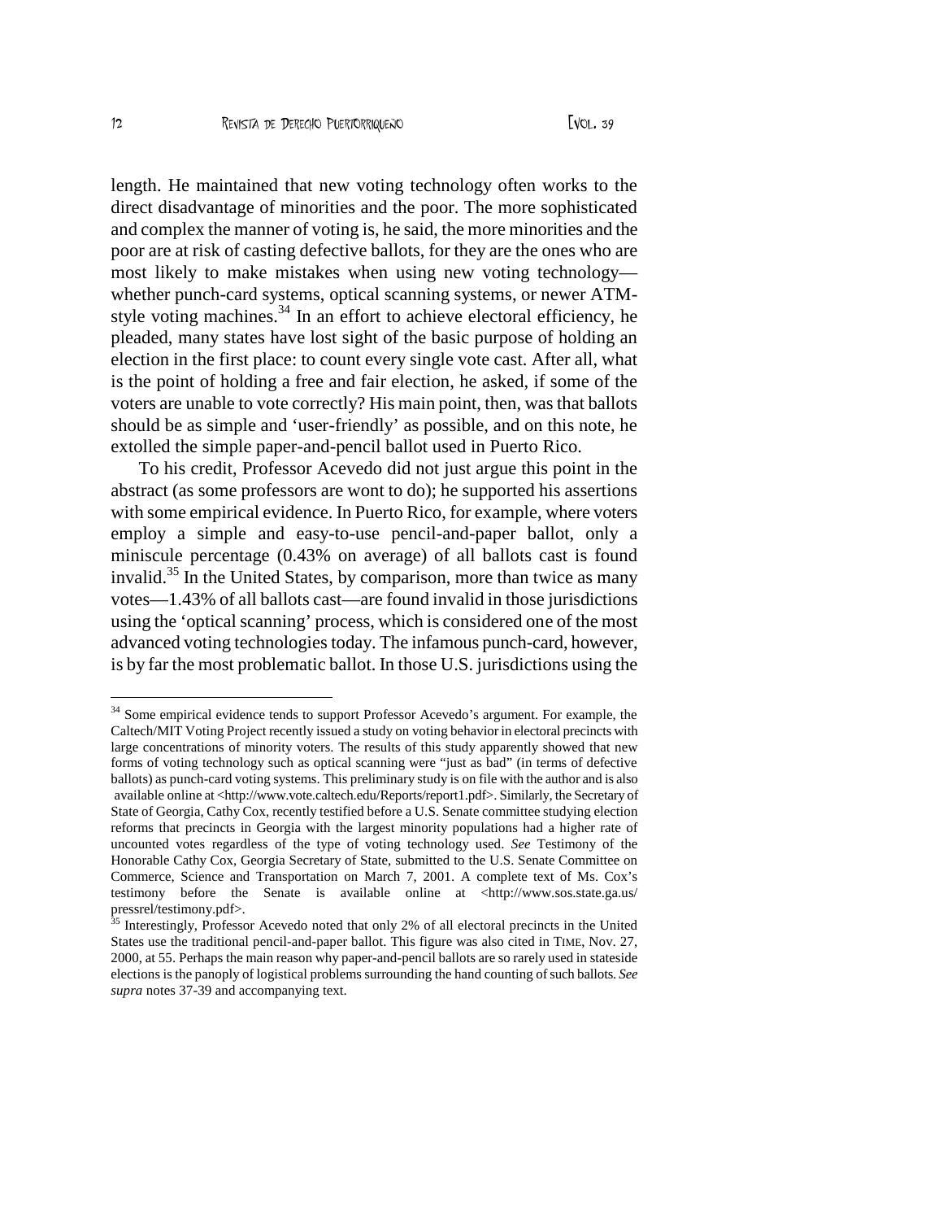length. He maintained that new voting technology often works to the direct disadvantage of minorities and the poor. The more sophisticated and complex the manner of voting is, he said, the more minorities and the poor are at risk of casting defective ballots, for they are the ones who are most likely to make mistakes when using new voting technology—whether punch-card systems, optical scanning systems, or newer ATM-style voting machines.[34] In an effort to achieve electoral efficiency, he pleaded, many states have lost sight of the basic purpose of holding an election in the first place: to count every single vote cast. After all, what is the point of holding a free and fair election, he asked, if some of the voters are unable to vote correctly? His main point, then, was that ballots should be as simple and 'user-friendly' as possible, and on this note, he extolled the simple paper-and-pencil ballot used in Puerto Rico.

To his credit, Professor Acevedo did not just argue this point in the abstract (as some professors are wont to do); he supported his assertions with some empirical evidence. In Puerto Rico, for example, where voters employ a simple and easy-to-use pencil-and-paper ballot, only a miniscule percentage (0.43% on average) of all ballots cast is found invalid.[35] In the United States, by comparison, more than twice as many votes—1.43% of all ballots cast—are found invalid in those jurisdictions using the 'optical scanning' process, which is considered one of the most advanced voting technologies today. The infamous punch-card, however, is by far the most problematic ballot. In those U.S. jurisdictions using the

---

[34] Some empirical evidence tends to support Professor Acevedo's argument. For example, the Caltech/MIT Voting Project recently issued a study on voting behavior in electoral precincts with large concentrations of minority voters. The results of this study apparently showed that new forms of voting technology such as optical scanning were "just as bad" (in terms of defective ballots) as punch-card voting systems. This preliminary study is on file with the author and is also available online at <http://www.vote.caltech.edu/Reports/report1.pdf>. Similarly, the Secretary of State of Georgia, Cathy Cox, recently testified before a U.S. Senate committee studying election reforms that precincts in Georgia with the largest minority populations had a higher rate of uncounted votes regardless of the type of voting technology used. *See* Testimony of the Honorable Cathy Cox, Georgia Secretary of State, submitted to the U.S. Senate Committee on Commerce, Science and Transportation on March 7, 2001. A complete text of Ms. Cox's testimony before the Senate is available online at <http://www.sos.state.ga.us/pressrel/testimony.pdf>.

[35] Interestingly, Professor Acevedo noted that only 2% of all electoral precincts in the United States use the traditional pencil-and-paper ballot. This figure was also cited in TIME, Nov. 27, 2000, at 55. Perhaps the main reason why paper-and-pencil ballots are so rarely used in stateside elections is the panoply of logistical problems surrounding the hand counting of such ballots. *See supra* notes 37-39 and accompanying text.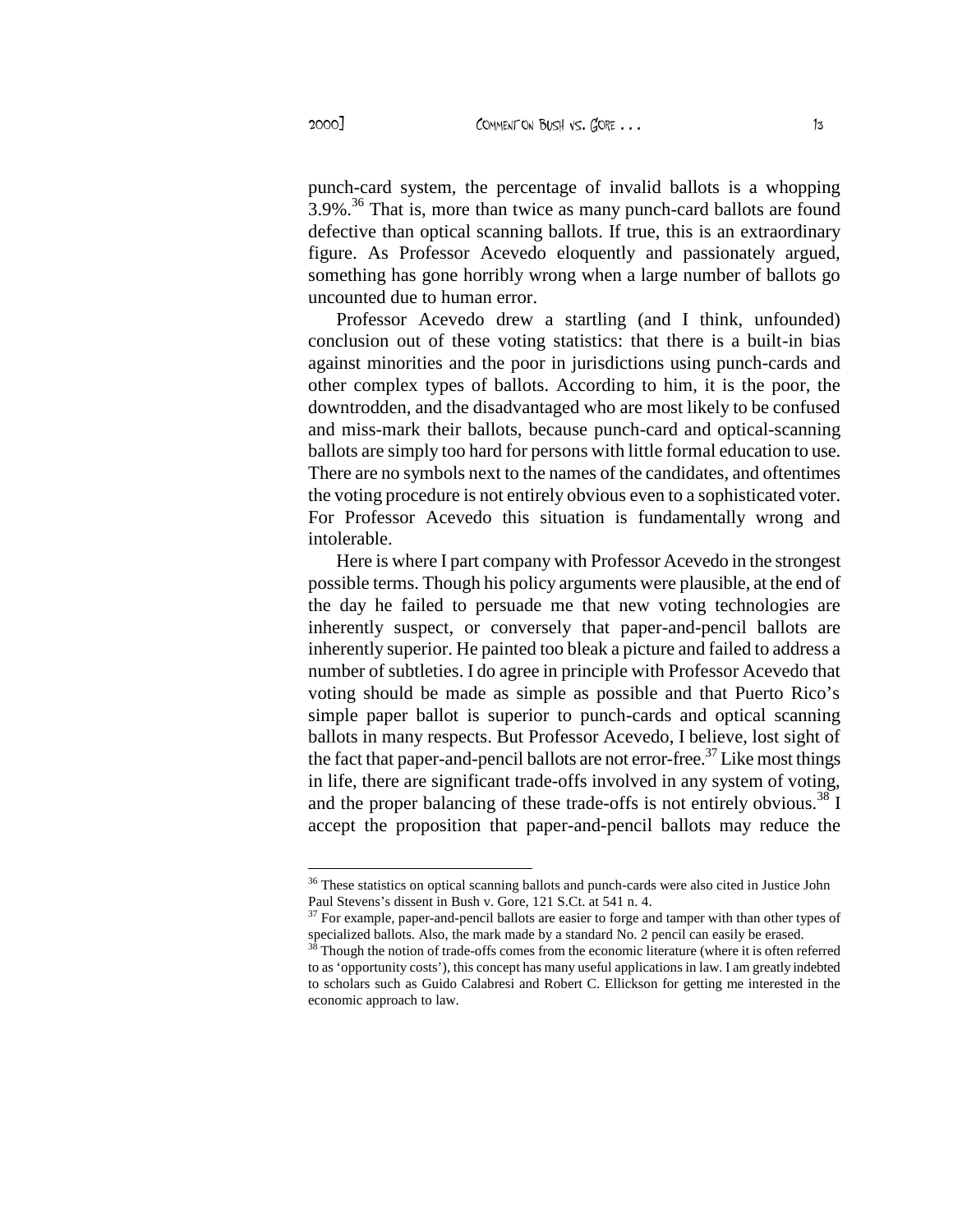punch-card system, the percentage of invalid ballots is a whopping 3.9%.[36] That is, more than twice as many punch-card ballots are found defective than optical scanning ballots. If true, this is an extraordinary figure. As Professor Acevedo eloquently and passionately argued, something has gone horribly wrong when a large number of ballots go uncounted due to human error.

Professor Acevedo drew a startling (and I think, unfounded) conclusion out of these voting statistics: that there is a built-in bias against minorities and the poor in jurisdictions using punch-cards and other complex types of ballots. According to him, it is the poor, the downtrodden, and the disadvantaged who are most likely to be confused and miss-mark their ballots, because punch-card and optical-scanning ballots are simply too hard for persons with little formal education to use. There are no symbols next to the names of the candidates, and oftentimes the voting procedure is not entirely obvious even to a sophisticated voter. For Professor Acevedo this situation is fundamentally wrong and intolerable.

Here is where I part company with Professor Acevedo in the strongest possible terms. Though his policy arguments were plausible, at the end of the day he failed to persuade me that new voting technologies are inherently suspect, or conversely that paper-and-pencil ballots are inherently superior. He painted too bleak a picture and failed to address a number of subtleties. I do agree in principle with Professor Acevedo that voting should be made as simple as possible and that Puerto Rico's simple paper ballot is superior to punch-cards and optical scanning ballots in many respects. But Professor Acevedo, I believe, lost sight of the fact that paper-and-pencil ballots are not error-free.[37] Like most things in life, there are significant trade-offs involved in any system of voting, and the proper balancing of these trade-offs is not entirely obvious.[38] I accept the proposition that paper-and-pencil ballots may reduce the

---

[36] These statistics on optical scanning ballots and punch-cards were also cited in Justice John Paul Stevens's dissent in Bush v. Gore, 121 S.Ct. at 541 n. 4.

[37] For example, paper-and-pencil ballots are easier to forge and tamper with than other types of specialized ballots. Also, the mark made by a standard No. 2 pencil can easily be erased.

[38] Though the notion of trade-offs comes from the economic literature (where it is often referred to as 'opportunity costs'), this concept has many useful applications in law. I am greatly indebted to scholars such as Guido Calabresi and Robert C. Ellickson for getting me interested in the economic approach to law.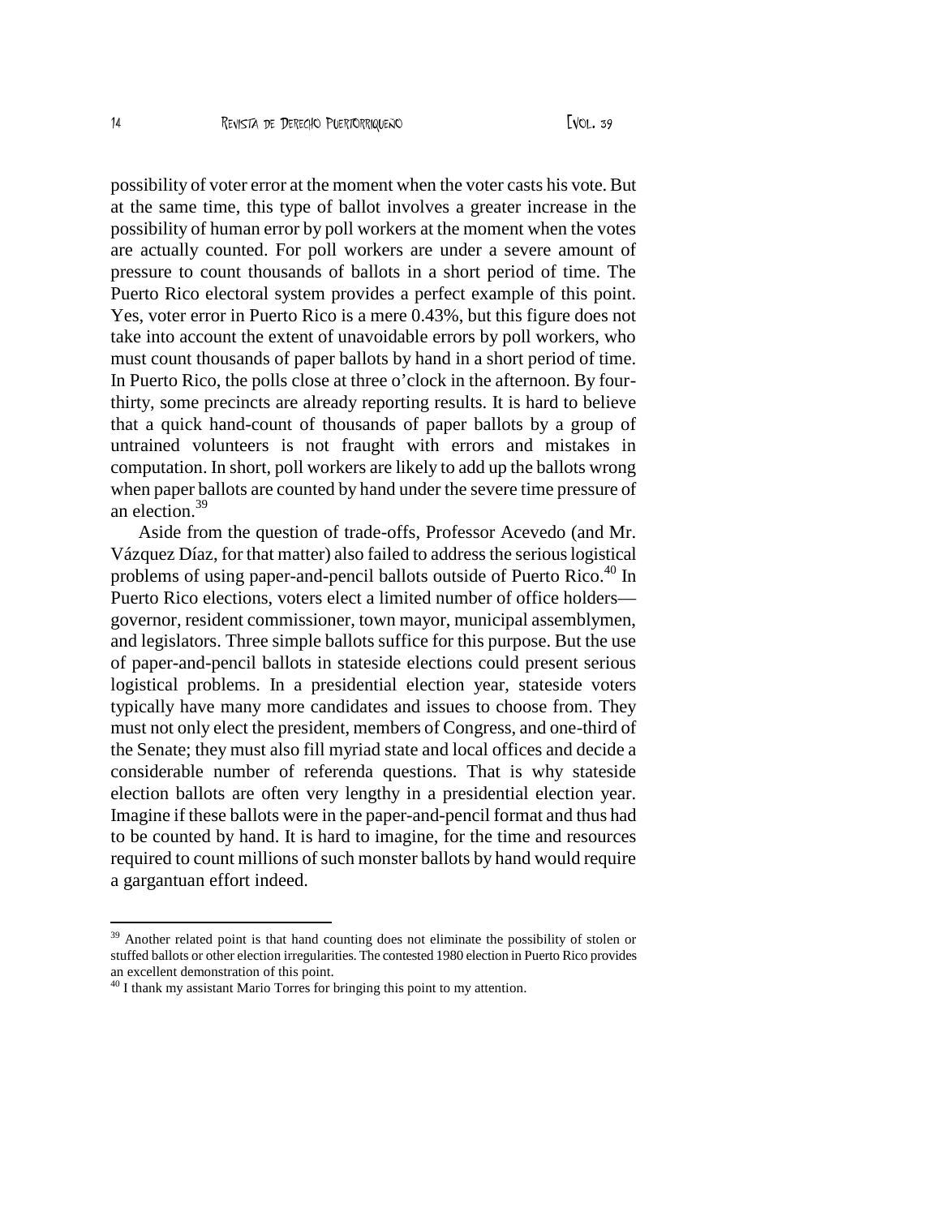possibility of voter error at the moment when the voter casts his vote. But at the same time, this type of ballot involves a greater increase in the possibility of human error by poll workers at the moment when the votes are actually counted. For poll workers are under a severe amount of pressure to count thousands of ballots in a short period of time. The Puerto Rico electoral system provides a perfect example of this point. Yes, voter error in Puerto Rico is a mere 0.43%, but this figure does not take into account the extent of unavoidable errors by poll workers, who must count thousands of paper ballots by hand in a short period of time. In Puerto Rico, the polls close at three o'clock in the afternoon. By four-thirty, some precincts are already reporting results. It is hard to believe that a quick hand-count of thousands of paper ballots by a group of untrained volunteers is not fraught with errors and mistakes in computation. In short, poll workers are likely to add up the ballots wrong when paper ballots are counted by hand under the severe time pressure of an election.[39]

Aside from the question of trade-offs, Professor Acevedo (and Mr. Vázquez Díaz, for that matter) also failed to address the serious logistical problems of using paper-and-pencil ballots outside of Puerto Rico.[40] In Puerto Rico elections, voters elect a limited number of office holders—governor, resident commissioner, town mayor, municipal assemblymen, and legislators. Three simple ballots suffice for this purpose. But the use of paper-and-pencil ballots in stateside elections could present serious logistical problems. In a presidential election year, stateside voters typically have many more candidates and issues to choose from. They must not only elect the president, members of Congress, and one-third of the Senate; they must also fill myriad state and local offices and decide a considerable number of referenda questions. That is why stateside election ballots are often very lengthy in a presidential election year. Imagine if these ballots were in the paper-and-pencil format and thus had to be counted by hand. It is hard to imagine, for the time and resources required to count millions of such monster ballots by hand would require a gargantuan effort indeed.

---

[39] Another related point is that hand counting does not eliminate the possibility of stolen or stuffed ballots or other election irregularities. The contested 1980 election in Puerto Rico provides an excellent demonstration of this point.

[40] I thank my assistant Mario Torres for bringing this point to my attention.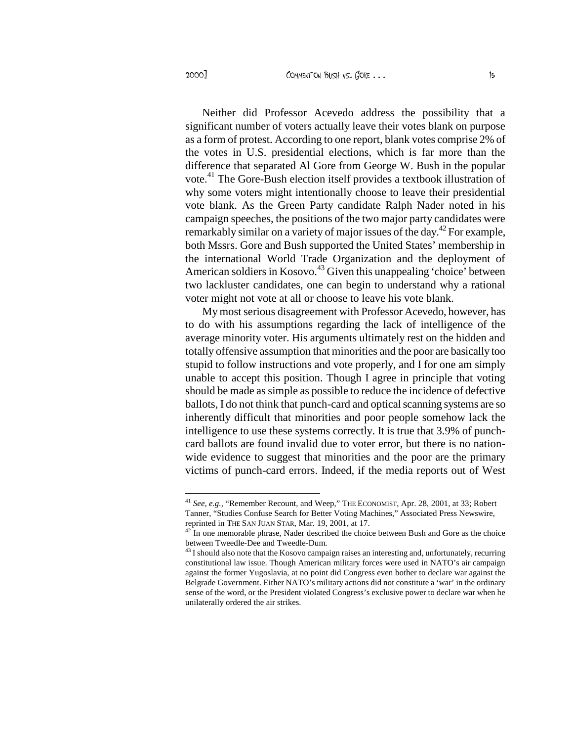Neither did Professor Acevedo address the possibility that a significant number of voters actually leave their votes blank on purpose as a form of protest. According to one report, blank votes comprise 2% of the votes in U.S. presidential elections, which is far more than the difference that separated Al Gore from George W. Bush in the popular vote.[41] The Gore-Bush election itself provides a textbook illustration of why some voters might intentionally choose to leave their presidential vote blank. As the Green Party candidate Ralph Nader noted in his campaign speeches, the positions of the two major party candidates were remarkably similar on a variety of major issues of the day.[42] For example, both Mssrs. Gore and Bush supported the United States' membership in the international World Trade Organization and the deployment of American soldiers in Kosovo.[43] Given this unappealing 'choice' between two lackluster candidates, one can begin to understand why a rational voter might not vote at all or choose to leave his vote blank.

My most serious disagreement with Professor Acevedo, however, has to do with his assumptions regarding the lack of intelligence of the average minority voter. His arguments ultimately rest on the hidden and totally offensive assumption that minorities and the poor are basically too stupid to follow instructions and vote properly, and I for one am simply unable to accept this position. Though I agree in principle that voting should be made as simple as possible to reduce the incidence of defective ballots, I do not think that punch-card and optical scanning systems are so inherently difficult that minorities and poor people somehow lack the intelligence to use these systems correctly. It is true that 3.9% of punch-card ballots are found invalid due to voter error, but there is no nation-wide evidence to suggest that minorities and the poor are the primary victims of punch-card errors. Indeed, if the media reports out of West

---

[41] *See, e.g.*, "Remember Recount, and Weep," THE ECONOMIST, Apr. 28, 2001, at 33; Robert Tanner, "Studies Confuse Search for Better Voting Machines," Associated Press Newswire, reprinted in THE SAN JUAN STAR, Mar. 19, 2001, at 17.

[42] In one memorable phrase, Nader described the choice between Bush and Gore as the choice between Tweedle-Dee and Tweedle-Dum.

[43] I should also note that the Kosovo campaign raises an interesting and, unfortunately, recurring constitutional law issue. Though American military forces were used in NATO's air campaign against the former Yugoslavia, at no point did Congress even bother to declare war against the Belgrade Government. Either NATO's military actions did not constitute a 'war' in the ordinary sense of the word, or the President violated Congress's exclusive power to declare war when he unilaterally ordered the air strikes.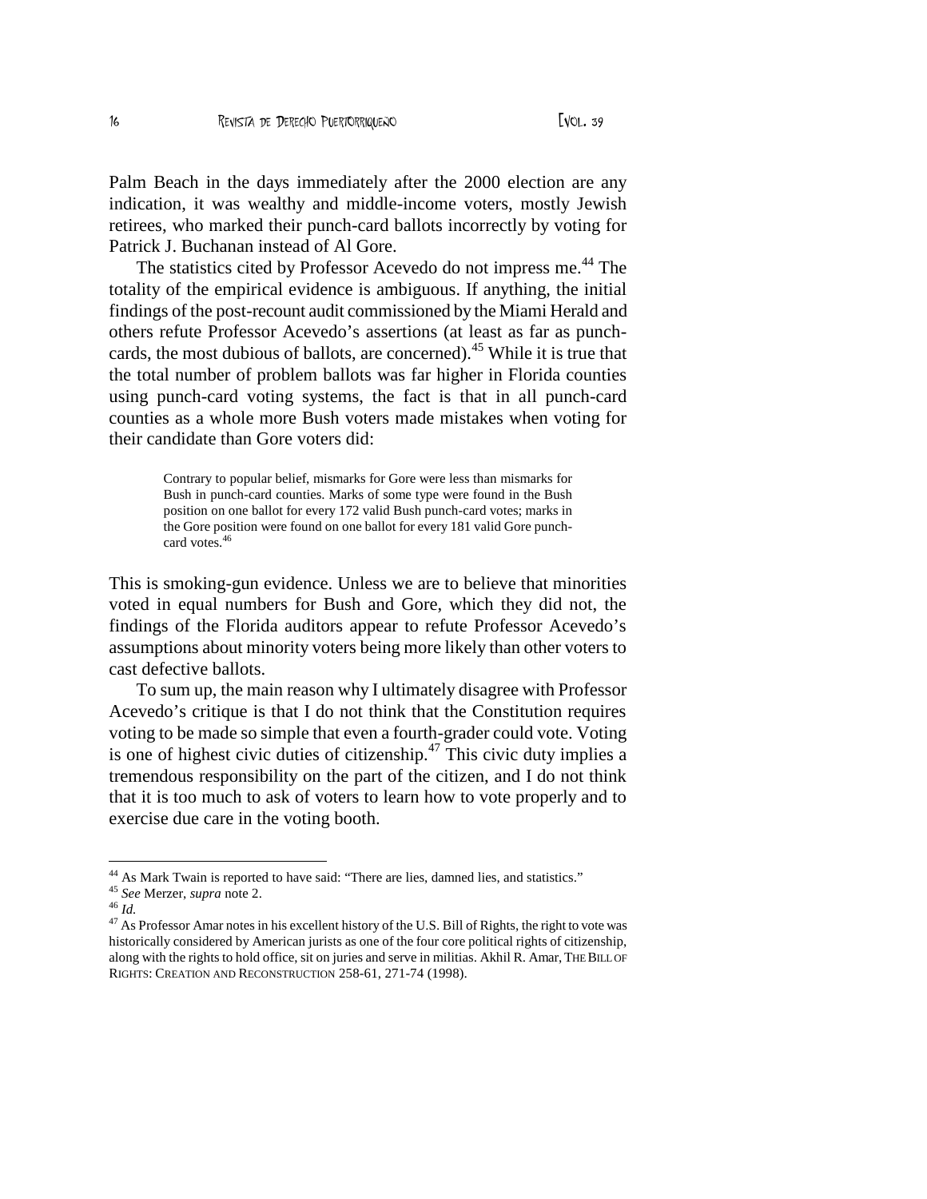Palm Beach in the days immediately after the 2000 election are any indication, it was wealthy and middle-income voters, mostly Jewish retirees, who marked their punch-card ballots incorrectly by voting for Patrick J. Buchanan instead of Al Gore.

The statistics cited by Professor Acevedo do not impress me.[44] The totality of the empirical evidence is ambiguous. If anything, the initial findings of the post-recount audit commissioned by the Miami Herald and others refute Professor Acevedo's assertions (at least as far as punch-cards, the most dubious of ballots, are concerned).[45] While it is true that the total number of problem ballots was far higher in Florida counties using punch-card voting systems, the fact is that in all punch-card counties as a whole more Bush voters made mistakes when voting for their candidate than Gore voters did:

> Contrary to popular belief, mismarks for Gore were less than mismarks for Bush in punch-card counties. Marks of some type were found in the Bush position on one ballot for every 172 valid Bush punch-card votes; marks in the Gore position were found on one ballot for every 181 valid Gore punch-card votes.[46]

This is smoking-gun evidence. Unless we are to believe that minorities voted in equal numbers for Bush and Gore, which they did not, the findings of the Florida auditors appear to refute Professor Acevedo's assumptions about minority voters being more likely than other voters to cast defective ballots.

To sum up, the main reason why I ultimately disagree with Professor Acevedo's critique is that I do not think that the Constitution requires voting to be made so simple that even a fourth-grader could vote. Voting is one of highest civic duties of citizenship.[47] This civic duty implies a tremendous responsibility on the part of the citizen, and I do not think that it is too much to ask of voters to learn how to vote properly and to exercise due care in the voting booth.

---

[44] As Mark Twain is reported to have said: "There are lies, damned lies, and statistics."

[45] *See* Merzer, *supra* note 2.

[46] *Id.*

[47] As Professor Amar notes in his excellent history of the U.S. Bill of Rights, the right to vote was historically considered by American jurists as one of the four core political rights of citizenship, along with the rights to hold office, sit on juries and serve in militias. Akhil R. Amar, THE BILL OF RIGHTS: CREATION AND RECONSTRUCTION 258-61, 271-74 (1998).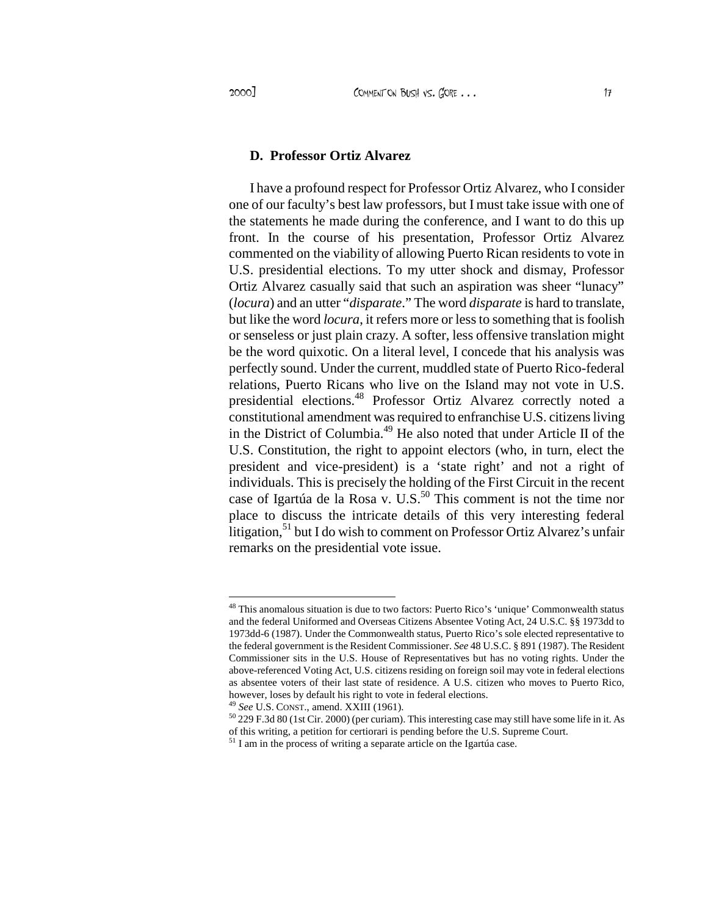### D. Professor Ortiz Alvarez

I have a profound respect for Professor Ortiz Alvarez, who I consider one of our faculty's best law professors, but I must take issue with one of the statements he made during the conference, and I want to do this up front. In the course of his presentation, Professor Ortiz Alvarez commented on the viability of allowing Puerto Rican residents to vote in U.S. presidential elections. To my utter shock and dismay, Professor Ortiz Alvarez casually said that such an aspiration was sheer "lunacy" (*locura*) and an utter "*disparate*." The word *disparate* is hard to translate, but like the word *locura*, it refers more or less to something that is foolish or senseless or just plain crazy. A softer, less offensive translation might be the word quixotic. On a literal level, I concede that his analysis was perfectly sound. Under the current, muddled state of Puerto Rico-federal relations, Puerto Ricans who live on the Island may not vote in U.S. presidential elections.[48] Professor Ortiz Alvarez correctly noted a constitutional amendment was required to enfranchise U.S. citizens living in the District of Columbia.[49] He also noted that under Article II of the U.S. Constitution, the right to appoint electors (who, in turn, elect the president and vice-president) is a 'state right' and not a right of individuals. This is precisely the holding of the First Circuit in the recent case of Igartúa de la Rosa v. U.S.[50] This comment is not the time nor place to discuss the intricate details of this very interesting federal litigation,[51] but I do wish to comment on Professor Ortiz Alvarez's unfair remarks on the presidential vote issue.

---

[48] This anomalous situation is due to two factors: Puerto Rico's 'unique' Commonwealth status and the federal Uniformed and Overseas Citizens Absentee Voting Act, 24 U.S.C. §§ 1973dd to 1973dd-6 (1987). Under the Commonwealth status, Puerto Rico's sole elected representative to the federal government is the Resident Commissioner. *See* 48 U.S.C. § 891 (1987). The Resident Commissioner sits in the U.S. House of Representatives but has no voting rights. Under the above-referenced Voting Act, U.S. citizens residing on foreign soil may vote in federal elections as absentee voters of their last state of residence. A U.S. citizen who moves to Puerto Rico, however, loses by default his right to vote in federal elections.

[49] *See* U.S. CONST., amend. XXIII (1961).

[50] 229 F.3d 80 (1st Cir. 2000) (per curiam). This interesting case may still have some life in it. As of this writing, a petition for certiorari is pending before the U.S. Supreme Court.

[51] I am in the process of writing a separate article on the Igartúa case.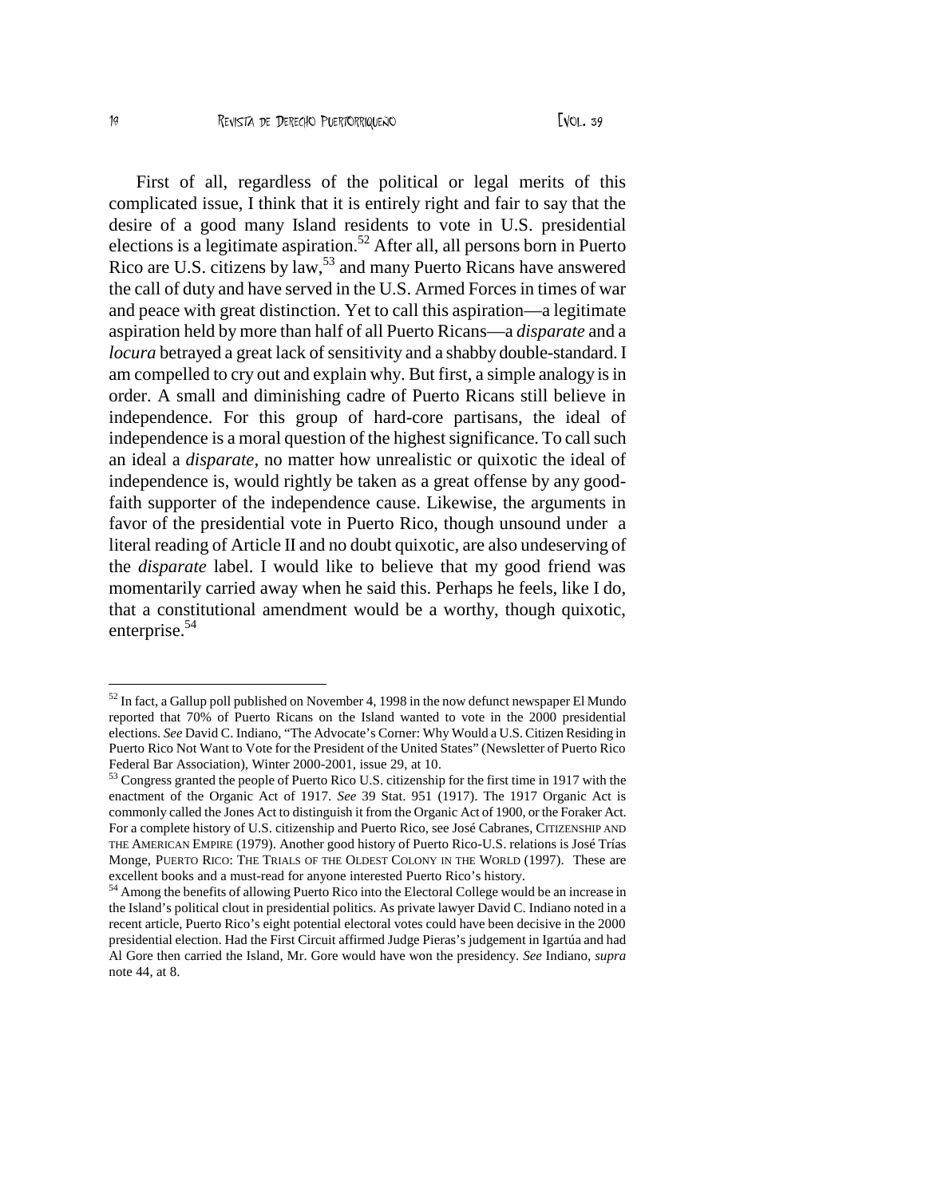First of all, regardless of the political or legal merits of this complicated issue, I think that it is entirely right and fair to say that the desire of a good many Island residents to vote in U.S. presidential elections is a legitimate aspiration.[52] After all, all persons born in Puerto Rico are U.S. citizens by law,[53] and many Puerto Ricans have answered the call of duty and have served in the U.S. Armed Forces in times of war and peace with great distinction. Yet to call this aspiration—a legitimate aspiration held by more than half of all Puerto Ricans—a *disparate* and a *locura* betrayed a great lack of sensitivity and a shabby double-standard. I am compelled to cry out and explain why. But first, a simple analogy is in order. A small and diminishing cadre of Puerto Ricans still believe in independence. For this group of hard-core partisans, the ideal of independence is a moral question of the highest significance. To call such an ideal a *disparate*, no matter how unrealistic or quixotic the ideal of independence is, would rightly be taken as a great offense by any good-faith supporter of the independence cause. Likewise, the arguments in favor of the presidential vote in Puerto Rico, though unsound under a literal reading of Article II and no doubt quixotic, are also undeserving of the *disparate* label. I would like to believe that my good friend was momentarily carried away when he said this. Perhaps he feels, like I do, that a constitutional amendment would be a worthy, though quixotic, enterprise.[54]

---

[52] In fact, a Gallup poll published on November 4, 1998 in the now defunct newspaper El Mundo reported that 70% of Puerto Ricans on the Island wanted to vote in the 2000 presidential elections. *See* David C. Indiano, "The Advocate's Corner: Why Would a U.S. Citizen Residing in Puerto Rico Not Want to Vote for the President of the United States" (Newsletter of Puerto Rico Federal Bar Association), Winter 2000-2001, issue 29, at 10.

[53] Congress granted the people of Puerto Rico U.S. citizenship for the first time in 1917 with the enactment of the Organic Act of 1917. *See* 39 Stat. 951 (1917). The 1917 Organic Act is commonly called the Jones Act to distinguish it from the Organic Act of 1900, or the Foraker Act. For a complete history of U.S. citizenship and Puerto Rico, see José Cabranes, CITIZENSHIP AND THE AMERICAN EMPIRE (1979). Another good history of Puerto Rico-U.S. relations is José Trías Monge, PUERTO RICO: THE TRIALS OF THE OLDEST COLONY IN THE WORLD (1997). These are excellent books and a must-read for anyone interested Puerto Rico's history.

[54] Among the benefits of allowing Puerto Rico into the Electoral College would be an increase in the Island's political clout in presidential politics. As private lawyer David C. Indiano noted in a recent article, Puerto Rico's eight potential electoral votes could have been decisive in the 2000 presidential election. Had the First Circuit affirmed Judge Pieras's judgement in Igartúa and had Al Gore then carried the Island, Mr. Gore would have won the presidency. *See* Indiano, *supra* note 44, at 8.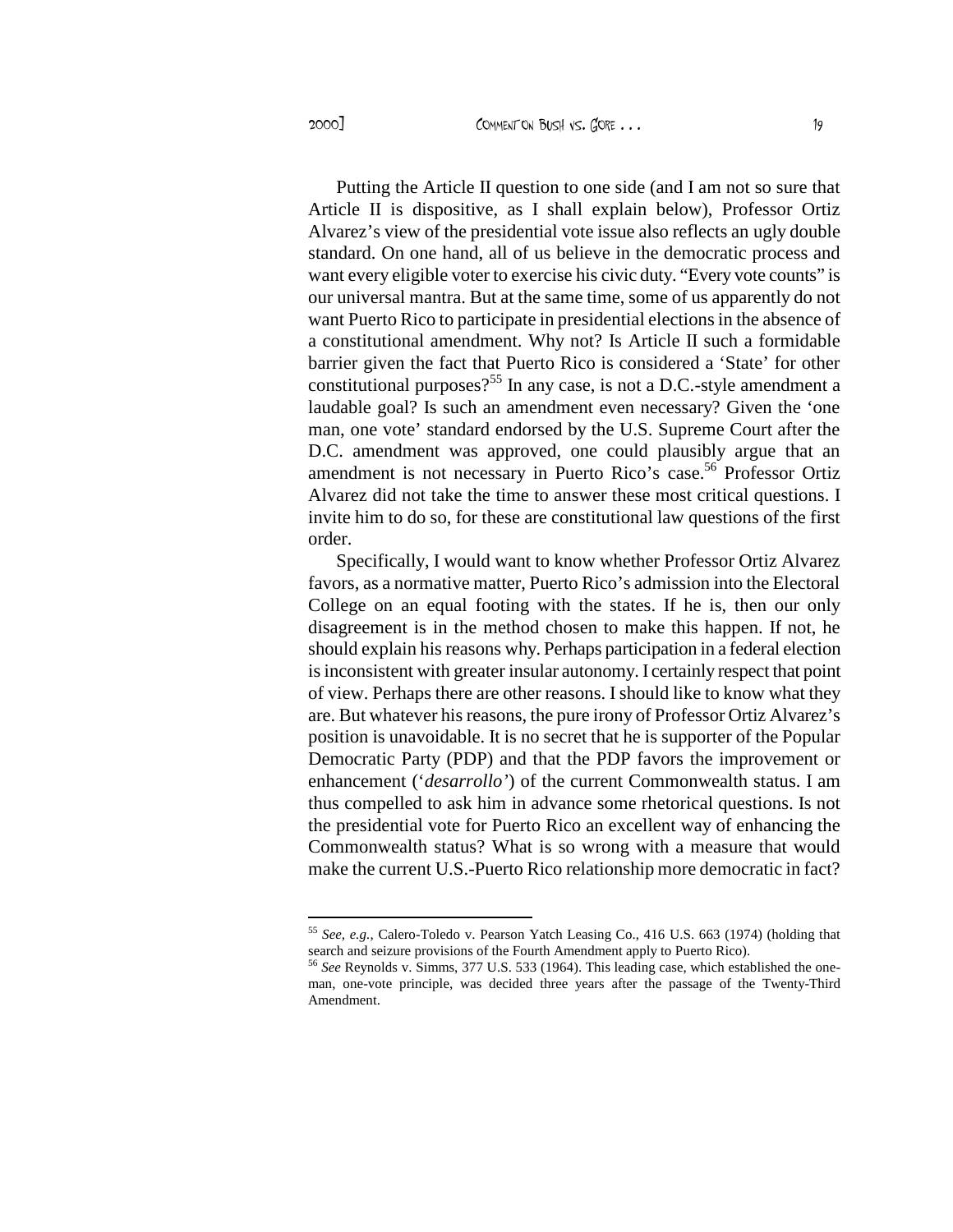Putting the Article II question to one side (and I am not so sure that Article II is dispositive, as I shall explain below), Professor Ortiz Alvarez's view of the presidential vote issue also reflects an ugly double standard. On one hand, all of us believe in the democratic process and want every eligible voter to exercise his civic duty. "Every vote counts" is our universal mantra. But at the same time, some of us apparently do not want Puerto Rico to participate in presidential elections in the absence of a constitutional amendment. Why not? Is Article II such a formidable barrier given the fact that Puerto Rico is considered a 'State' for other constitutional purposes?[55] In any case, is not a D.C.-style amendment a laudable goal? Is such an amendment even necessary? Given the 'one man, one vote' standard endorsed by the U.S. Supreme Court after the D.C. amendment was approved, one could plausibly argue that an amendment is not necessary in Puerto Rico's case.[56] Professor Ortiz Alvarez did not take the time to answer these most critical questions. I invite him to do so, for these are constitutional law questions of the first order.

Specifically, I would want to know whether Professor Ortiz Alvarez favors, as a normative matter, Puerto Rico's admission into the Electoral College on an equal footing with the states. If he is, then our only disagreement is in the method chosen to make this happen. If not, he should explain his reasons why. Perhaps participation in a federal election is inconsistent with greater insular autonomy. I certainly respect that point of view. Perhaps there are other reasons. I should like to know what they are. But whatever his reasons, the pure irony of Professor Ortiz Alvarez's position is unavoidable. It is no secret that he is supporter of the Popular Democratic Party (PDP) and that the PDP favors the improvement or enhancement ('*desarrollo'*) of the current Commonwealth status. I am thus compelled to ask him in advance some rhetorical questions. Is not the presidential vote for Puerto Rico an excellent way of enhancing the Commonwealth status? What is so wrong with a measure that would make the current U.S.-Puerto Rico relationship more democratic in fact?

---

[55] *See, e.g.,* Calero-Toledo v. Pearson Yatch Leasing Co., 416 U.S. 663 (1974) (holding that search and seizure provisions of the Fourth Amendment apply to Puerto Rico).

[56] *See* Reynolds v. Simms, 377 U.S. 533 (1964). This leading case, which established the one-man, one-vote principle, was decided three years after the passage of the Twenty-Third Amendment.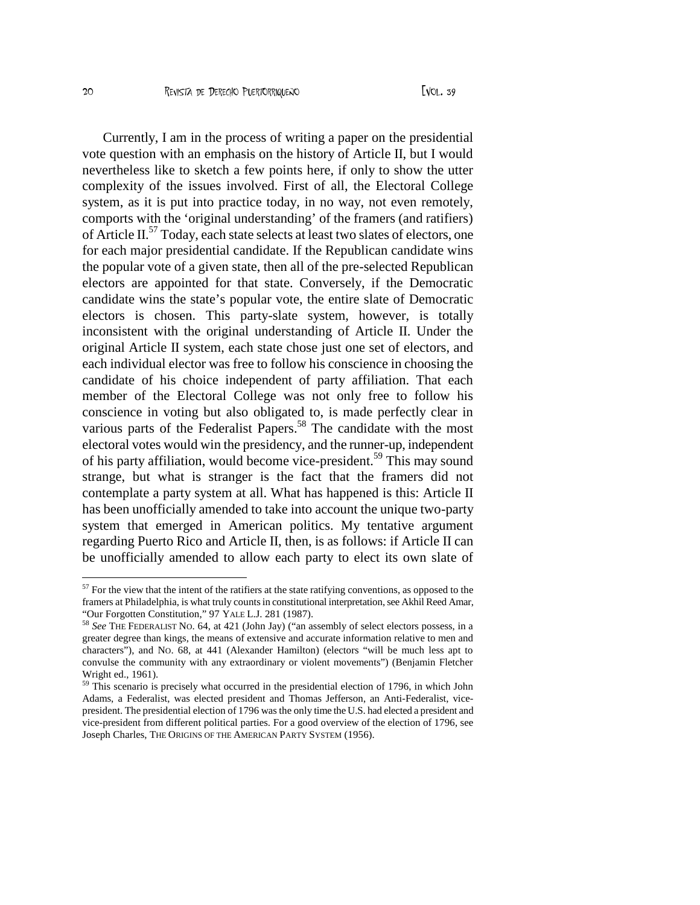Currently, I am in the process of writing a paper on the presidential vote question with an emphasis on the history of Article II, but I would nevertheless like to sketch a few points here, if only to show the utter complexity of the issues involved. First of all, the Electoral College system, as it is put into practice today, in no way, not even remotely, comports with the 'original understanding' of the framers (and ratifiers) of Article II.[57] Today, each state selects at least two slates of electors, one for each major presidential candidate. If the Republican candidate wins the popular vote of a given state, then all of the pre-selected Republican electors are appointed for that state. Conversely, if the Democratic candidate wins the state's popular vote, the entire slate of Democratic electors is chosen. This party-slate system, however, is totally inconsistent with the original understanding of Article II. Under the original Article II system, each state chose just one set of electors, and each individual elector was free to follow his conscience in choosing the candidate of his choice independent of party affiliation. That each member of the Electoral College was not only free to follow his conscience in voting but also obligated to, is made perfectly clear in various parts of the Federalist Papers.[58] The candidate with the most electoral votes would win the presidency, and the runner-up, independent of his party affiliation, would become vice-president.[59] This may sound strange, but what is stranger is the fact that the framers did not contemplate a party system at all. What has happened is this: Article II has been unofficially amended to take into account the unique two-party system that emerged in American politics. My tentative argument regarding Puerto Rico and Article II, then, is as follows: if Article II can be unofficially amended to allow each party to elect its own slate of

---

[57] For the view that the intent of the ratifiers at the state ratifying conventions, as opposed to the framers at Philadelphia, is what truly counts in constitutional interpretation, see Akhil Reed Amar, "Our Forgotten Constitution," 97 YALE L.J. 281 (1987).

[58] *See* THE FEDERALIST NO. 64, at 421 (John Jay) ("an assembly of select electors possess, in a greater degree than kings, the means of extensive and accurate information relative to men and characters"), and NO. 68, at 441 (Alexander Hamilton) (electors "will be much less apt to convulse the community with any extraordinary or violent movements") (Benjamin Fletcher Wright ed., 1961).

[59] This scenario is precisely what occurred in the presidential election of 1796, in which John Adams, a Federalist, was elected president and Thomas Jefferson, an Anti-Federalist, vice-president. The presidential election of 1796 was the only time the U.S. had elected a president and vice-president from different political parties. For a good overview of the election of 1796, see Joseph Charles, THE ORIGINS OF THE AMERICAN PARTY SYSTEM (1956).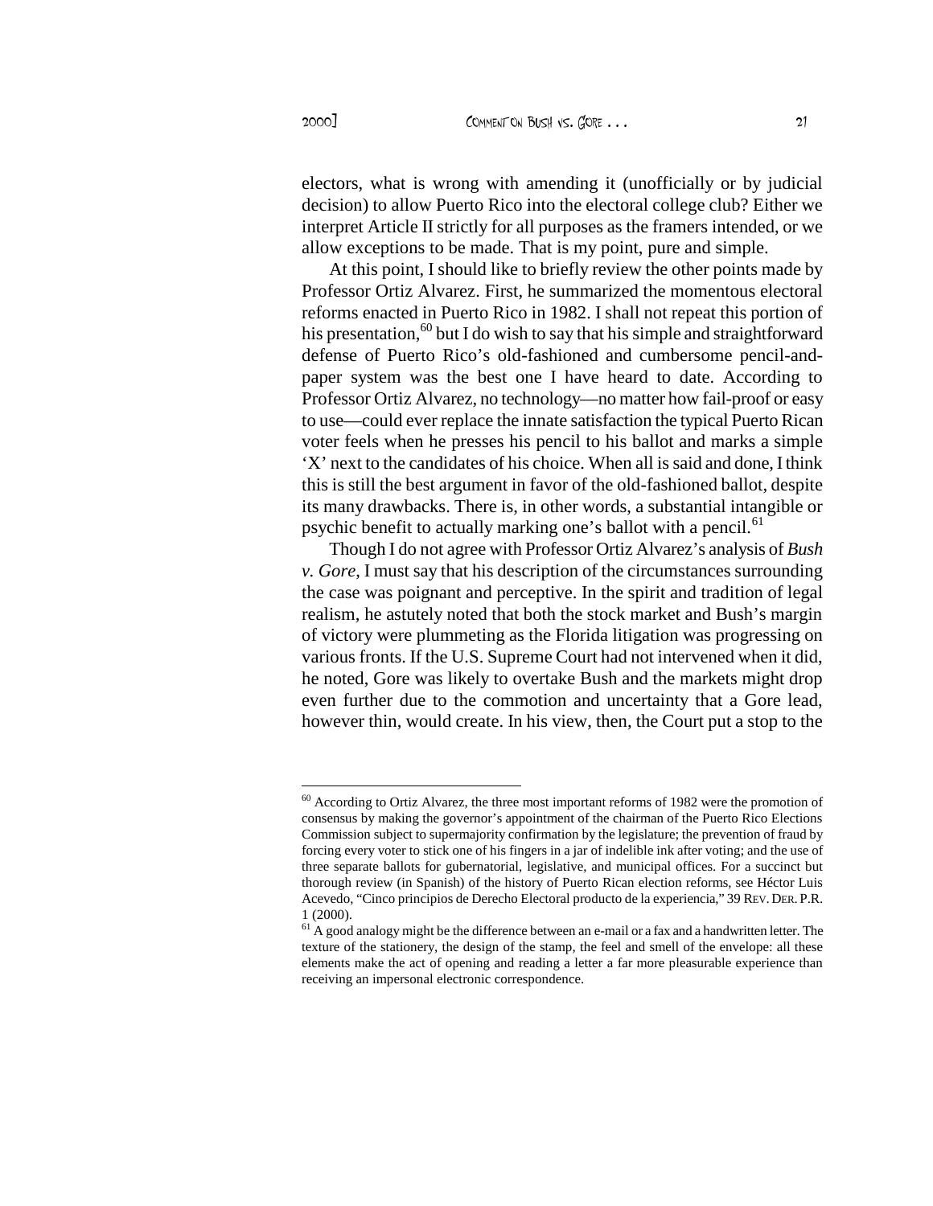electors, what is wrong with amending it (unofficially or by judicial decision) to allow Puerto Rico into the electoral college club? Either we interpret Article II strictly for all purposes as the framers intended, or we allow exceptions to be made. That is my point, pure and simple.

At this point, I should like to briefly review the other points made by Professor Ortiz Alvarez. First, he summarized the momentous electoral reforms enacted in Puerto Rico in 1982. I shall not repeat this portion of his presentation,[60] but I do wish to say that his simple and straightforward defense of Puerto Rico's old-fashioned and cumbersome pencil-and-paper system was the best one I have heard to date. According to Professor Ortiz Alvarez, no technology—no matter how fail-proof or easy to use—could ever replace the innate satisfaction the typical Puerto Rican voter feels when he presses his pencil to his ballot and marks a simple 'X' next to the candidates of his choice. When all is said and done, I think this is still the best argument in favor of the old-fashioned ballot, despite its many drawbacks. There is, in other words, a substantial intangible or psychic benefit to actually marking one's ballot with a pencil.[61]

Though I do not agree with Professor Ortiz Alvarez's analysis of *Bush v. Gore*, I must say that his description of the circumstances surrounding the case was poignant and perceptive. In the spirit and tradition of legal realism, he astutely noted that both the stock market and Bush's margin of victory were plummeting as the Florida litigation was progressing on various fronts. If the U.S. Supreme Court had not intervened when it did, he noted, Gore was likely to overtake Bush and the markets might drop even further due to the commotion and uncertainty that a Gore lead, however thin, would create. In his view, then, the Court put a stop to the

---

[60] According to Ortiz Alvarez, the three most important reforms of 1982 were the promotion of consensus by making the governor's appointment of the chairman of the Puerto Rico Elections Commission subject to supermajority confirmation by the legislature; the prevention of fraud by forcing every voter to stick one of his fingers in a jar of indelible ink after voting; and the use of three separate ballots for gubernatorial, legislative, and municipal offices. For a succinct but thorough review (in Spanish) of the history of Puerto Rican election reforms, see Héctor Luis Acevedo, "Cinco principios de Derecho Electoral producto de la experiencia," 39 REV. DER. P.R. 1 (2000).

[61] A good analogy might be the difference between an e-mail or a fax and a handwritten letter. The texture of the stationery, the design of the stamp, the feel and smell of the envelope: all these elements make the act of opening and reading a letter a far more pleasurable experience than receiving an impersonal electronic correspondence.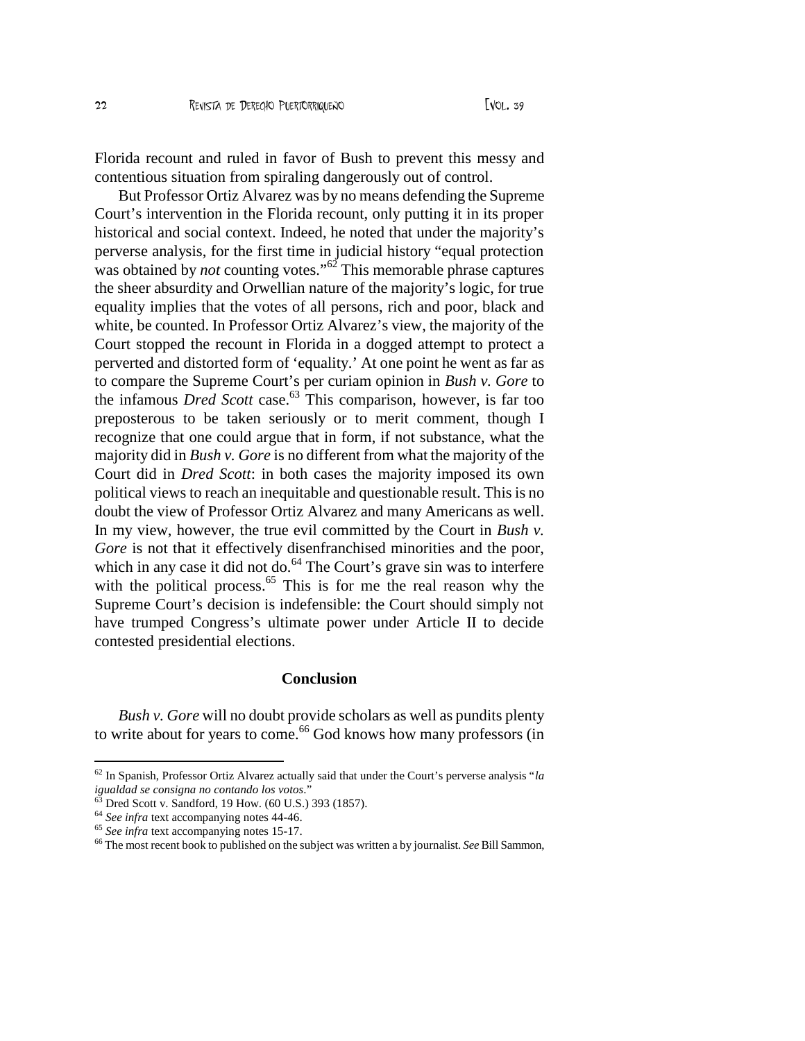Florida recount and ruled in favor of Bush to prevent this messy and contentious situation from spiraling dangerously out of control.

But Professor Ortiz Alvarez was by no means defending the Supreme Court's intervention in the Florida recount, only putting it in its proper historical and social context. Indeed, he noted that under the majority's perverse analysis, for the first time in judicial history "equal protection was obtained by *not* counting votes."[62] This memorable phrase captures the sheer absurdity and Orwellian nature of the majority's logic, for true equality implies that the votes of all persons, rich and poor, black and white, be counted. In Professor Ortiz Alvarez's view, the majority of the Court stopped the recount in Florida in a dogged attempt to protect a perverted and distorted form of 'equality.' At one point he went as far as to compare the Supreme Court's per curiam opinion in *Bush v. Gore* to the infamous *Dred Scott* case.[63] This comparison, however, is far too preposterous to be taken seriously or to merit comment, though I recognize that one could argue that in form, if not substance, what the majority did in *Bush v. Gore* is no different from what the majority of the Court did in *Dred Scott*: in both cases the majority imposed its own political views to reach an inequitable and questionable result. This is no doubt the view of Professor Ortiz Alvarez and many Americans as well. In my view, however, the true evil committed by the Court in *Bush v. Gore* is not that it effectively disenfranchised minorities and the poor, which in any case it did not do.[64] The Court's grave sin was to interfere with the political process.[65] This is for me the real reason why the Supreme Court's decision is indefensible: the Court should simply not have trumped Congress's ultimate power under Article II to decide contested presidential elections.

## Conclusion

*Bush v. Gore* will no doubt provide scholars as well as pundits plenty to write about for years to come.[66] God knows how many professors (in

---

[62] In Spanish, Professor Ortiz Alvarez actually said that under the Court's perverse analysis "*la igualdad se consigna no contando los votos*."

[63] Dred Scott v. Sandford, 19 How. (60 U.S.) 393 (1857).

[64] *See infra* text accompanying notes 44-46.

[65] *See infra* text accompanying notes 15-17.

[66] The most recent book to published on the subject was written a by journalist. *See* Bill Sammon,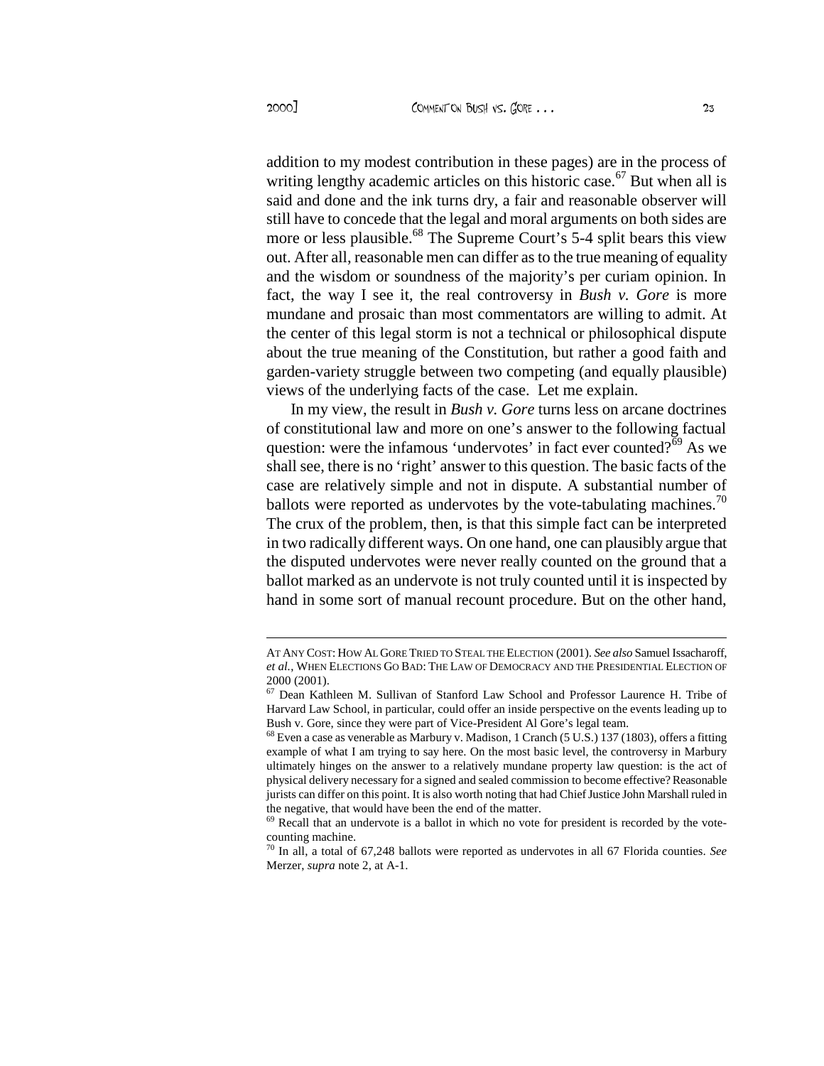addition to my modest contribution in these pages) are in the process of writing lengthy academic articles on this historic case.[67] But when all is said and done and the ink turns dry, a fair and reasonable observer will still have to concede that the legal and moral arguments on both sides are more or less plausible.[68] The Supreme Court's 5-4 split bears this view out. After all, reasonable men can differ as to the true meaning of equality and the wisdom or soundness of the majority's per curiam opinion. In fact, the way I see it, the real controversy in *Bush v. Gore* is more mundane and prosaic than most commentators are willing to admit. At the center of this legal storm is not a technical or philosophical dispute about the true meaning of the Constitution, but rather a good faith and garden-variety struggle between two competing (and equally plausible) views of the underlying facts of the case. Let me explain.

In my view, the result in *Bush v. Gore* turns less on arcane doctrines of constitutional law and more on one's answer to the following factual question: were the infamous 'undervotes' in fact ever counted?[69] As we shall see, there is no 'right' answer to this question. The basic facts of the case are relatively simple and not in dispute. A substantial number of ballots were reported as undervotes by the vote-tabulating machines.[70] The crux of the problem, then, is that this simple fact can be interpreted in two radically different ways. On one hand, one can plausibly argue that the disputed undervotes were never really counted on the ground that a ballot marked as an undervote is not truly counted until it is inspected by hand in some sort of manual recount procedure. But on the other hand,

---

AT ANY COST: HOW AL GORE TRIED TO STEAL THE ELECTION (2001). *See also* Samuel Issacharoff, *et al.*, WHEN ELECTIONS GO BAD: THE LAW OF DEMOCRACY AND THE PRESIDENTIAL ELECTION OF 2000 (2001).

[67] Dean Kathleen M. Sullivan of Stanford Law School and Professor Laurence H. Tribe of Harvard Law School, in particular, could offer an inside perspective on the events leading up to Bush v. Gore, since they were part of Vice-President Al Gore's legal team.

[68] Even a case as venerable as Marbury v. Madison, 1 Cranch (5 U.S.) 137 (1803), offers a fitting example of what I am trying to say here. On the most basic level, the controversy in Marbury ultimately hinges on the answer to a relatively mundane property law question: is the act of physical delivery necessary for a signed and sealed commission to become effective? Reasonable jurists can differ on this point. It is also worth noting that had Chief Justice John Marshall ruled in the negative, that would have been the end of the matter.

[69] Recall that an undervote is a ballot in which no vote for president is recorded by the vote-counting machine.

[70] In all, a total of 67,248 ballots were reported as undervotes in all 67 Florida counties. *See* Merzer, *supra* note 2, at A-1.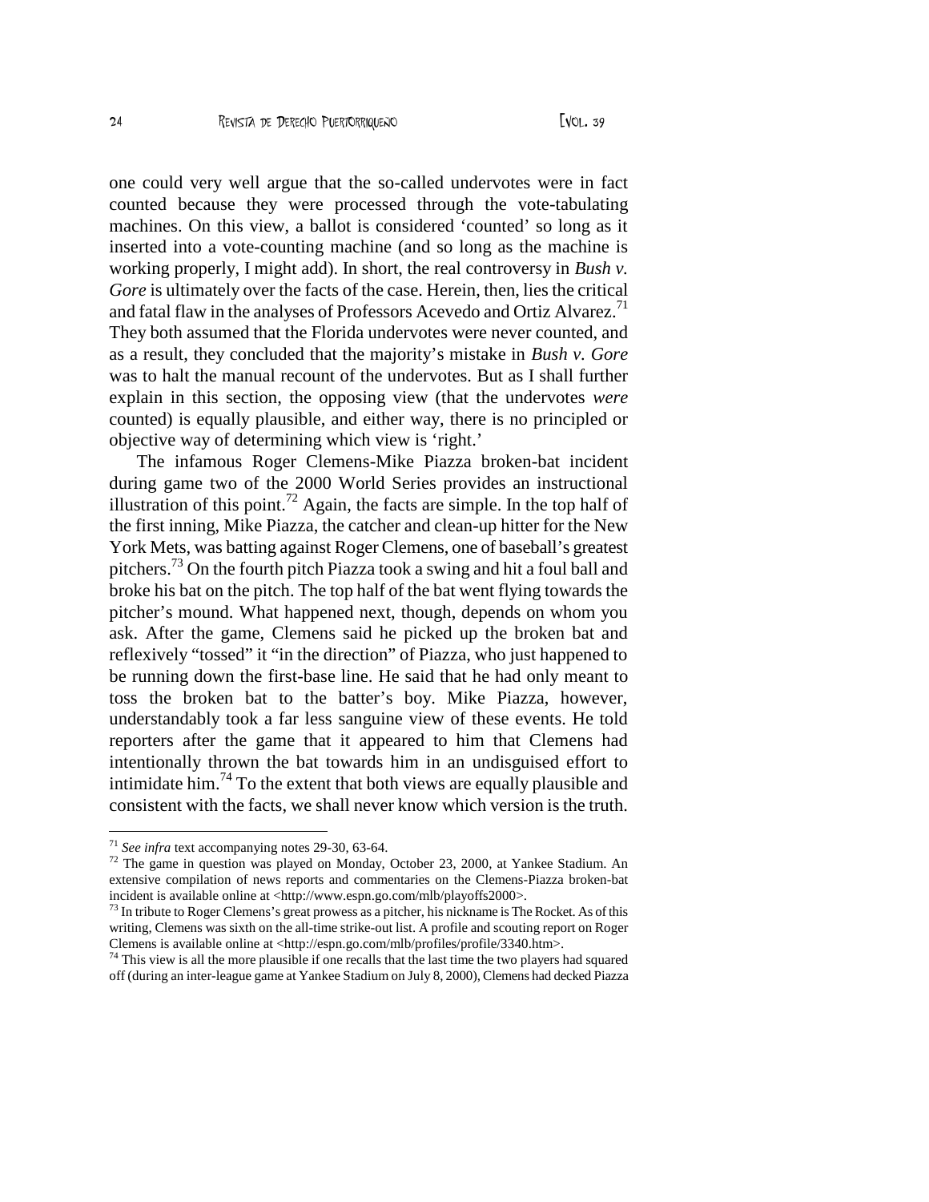one could very well argue that the so-called undervotes were in fact counted because they were processed through the vote-tabulating machines. On this view, a ballot is considered 'counted' so long as it inserted into a vote-counting machine (and so long as the machine is working properly, I might add). In short, the real controversy in *Bush v. Gore* is ultimately over the facts of the case. Herein, then, lies the critical and fatal flaw in the analyses of Professors Acevedo and Ortiz Alvarez.[71] They both assumed that the Florida undervotes were never counted, and as a result, they concluded that the majority's mistake in *Bush v. Gore* was to halt the manual recount of the undervotes. But as I shall further explain in this section, the opposing view (that the undervotes *were* counted) is equally plausible, and either way, there is no principled or objective way of determining which view is 'right.'

The infamous Roger Clemens-Mike Piazza broken-bat incident during game two of the 2000 World Series provides an instructional illustration of this point.[72] Again, the facts are simple. In the top half of the first inning, Mike Piazza, the catcher and clean-up hitter for the New York Mets, was batting against Roger Clemens, one of baseball's greatest pitchers.[73] On the fourth pitch Piazza took a swing and hit a foul ball and broke his bat on the pitch. The top half of the bat went flying towards the pitcher's mound. What happened next, though, depends on whom you ask. After the game, Clemens said he picked up the broken bat and reflexively "tossed" it "in the direction" of Piazza, who just happened to be running down the first-base line. He said that he had only meant to toss the broken bat to the batter's boy. Mike Piazza, however, understandably took a far less sanguine view of these events. He told reporters after the game that it appeared to him that Clemens had intentionally thrown the bat towards him in an undisguised effort to intimidate him.[74] To the extent that both views are equally plausible and consistent with the facts, we shall never know which version is the truth.

---

[71] *See infra* text accompanying notes 29-30, 63-64.

[72] The game in question was played on Monday, October 23, 2000, at Yankee Stadium. An extensive compilation of news reports and commentaries on the Clemens-Piazza broken-bat incident is available online at <http://www.espn.go.com/mlb/playoffs2000>.

[73] In tribute to Roger Clemens's great prowess as a pitcher, his nickname is The Rocket. As of this writing, Clemens was sixth on the all-time strike-out list. A profile and scouting report on Roger Clemens is available online at <http://espn.go.com/mlb/profiles/profile/3340.htm>.

[74] This view is all the more plausible if one recalls that the last time the two players had squared off (during an inter-league game at Yankee Stadium on July 8, 2000), Clemens had decked Piazza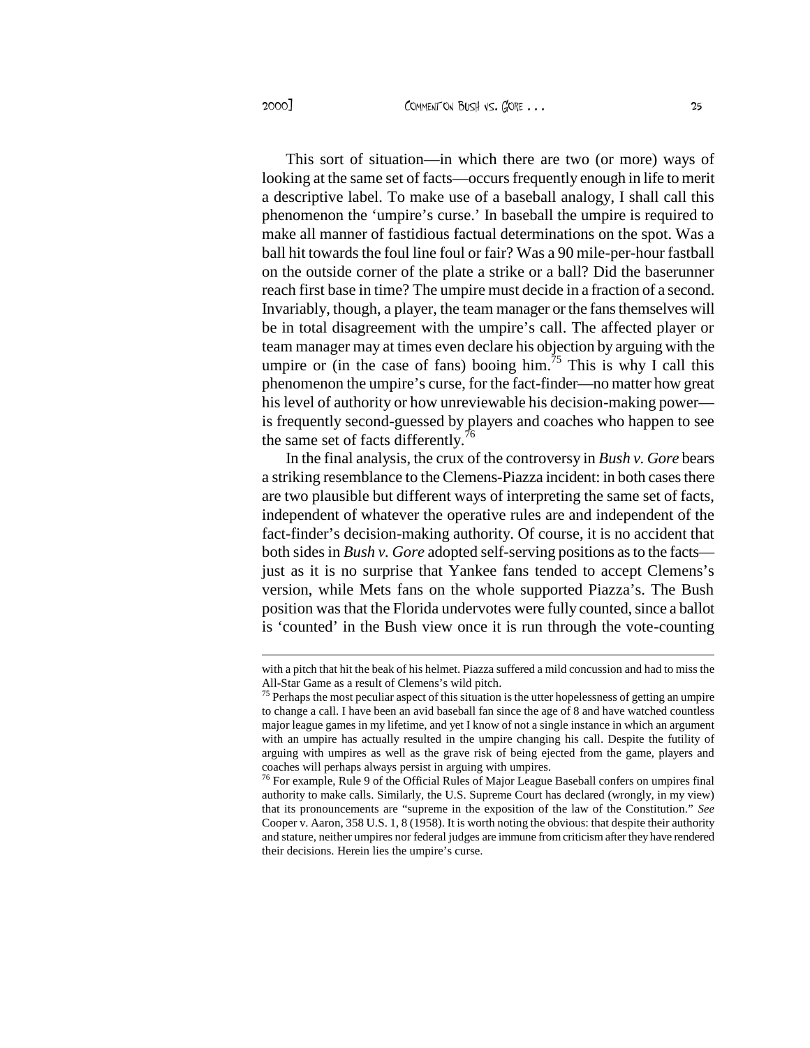This sort of situation—in which there are two (or more) ways of looking at the same set of facts—occurs frequently enough in life to merit a descriptive label. To make use of a baseball analogy, I shall call this phenomenon the 'umpire's curse.' In baseball the umpire is required to make all manner of fastidious factual determinations on the spot. Was a ball hit towards the foul line foul or fair? Was a 90 mile-per-hour fastball on the outside corner of the plate a strike or a ball? Did the baserunner reach first base in time? The umpire must decide in a fraction of a second. Invariably, though, a player, the team manager or the fans themselves will be in total disagreement with the umpire's call. The affected player or team manager may at times even declare his objection by arguing with the umpire or (in the case of fans) booing him.[75] This is why I call this phenomenon the umpire's curse, for the fact-finder—no matter how great his level of authority or how unreviewable his decision-making power—is frequently second-guessed by players and coaches who happen to see the same set of facts differently.[76]

In the final analysis, the crux of the controversy in *Bush v. Gore* bears a striking resemblance to the Clemens-Piazza incident: in both cases there are two plausible but different ways of interpreting the same set of facts, independent of whatever the operative rules are and independent of the fact-finder's decision-making authority. Of course, it is no accident that both sides in *Bush v. Gore* adopted self-serving positions as to the facts—just as it is no surprise that Yankee fans tended to accept Clemens's version, while Mets fans on the whole supported Piazza's. The Bush position was that the Florida undervotes were fully counted, since a ballot is 'counted' in the Bush view once it is run through the vote-counting

---

with a pitch that hit the beak of his helmet. Piazza suffered a mild concussion and had to miss the All-Star Game as a result of Clemens's wild pitch.

[75] Perhaps the most peculiar aspect of this situation is the utter hopelessness of getting an umpire to change a call. I have been an avid baseball fan since the age of 8 and have watched countless major league games in my lifetime, and yet I know of not a single instance in which an argument with an umpire has actually resulted in the umpire changing his call. Despite the futility of arguing with umpires as well as the grave risk of being ejected from the game, players and coaches will perhaps always persist in arguing with umpires.

[76] For example, Rule 9 of the Official Rules of Major League Baseball confers on umpires final authority to make calls. Similarly, the U.S. Supreme Court has declared (wrongly, in my view) that its pronouncements are "supreme in the exposition of the law of the Constitution." *See* Cooper v. Aaron, 358 U.S. 1, 8 (1958). It is worth noting the obvious: that despite their authority and stature, neither umpires nor federal judges are immune from criticism after they have rendered their decisions. Herein lies the umpire's curse.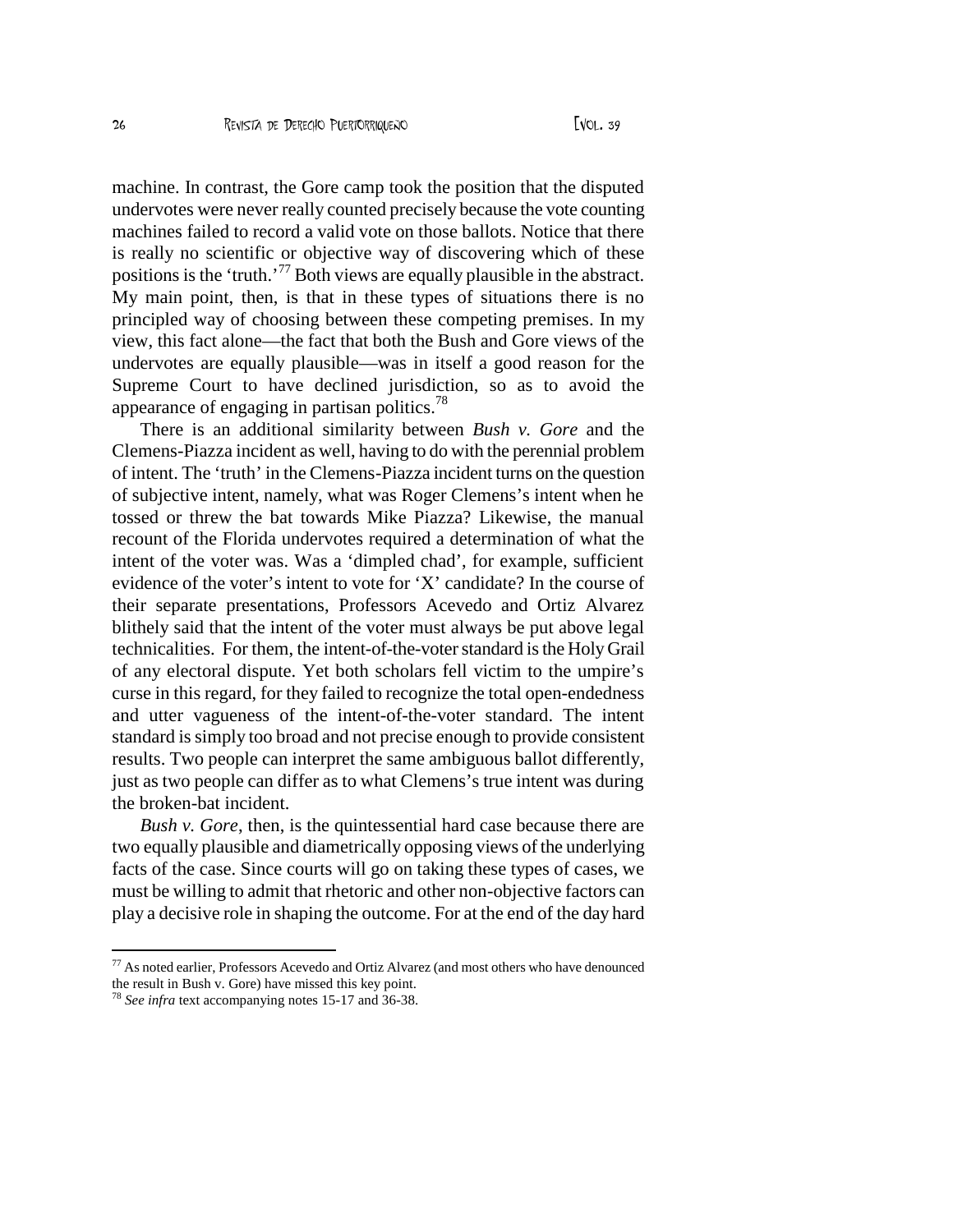machine. In contrast, the Gore camp took the position that the disputed undervotes were never really counted precisely because the vote counting machines failed to record a valid vote on those ballots. Notice that there is really no scientific or objective way of discovering which of these positions is the 'truth.'[77] Both views are equally plausible in the abstract. My main point, then, is that in these types of situations there is no principled way of choosing between these competing premises. In my view, this fact alone—the fact that both the Bush and Gore views of the undervotes are equally plausible—was in itself a good reason for the Supreme Court to have declined jurisdiction, so as to avoid the appearance of engaging in partisan politics.[78]

There is an additional similarity between *Bush v. Gore* and the Clemens-Piazza incident as well, having to do with the perennial problem of intent. The 'truth' in the Clemens-Piazza incident turns on the question of subjective intent, namely, what was Roger Clemens's intent when he tossed or threw the bat towards Mike Piazza? Likewise, the manual recount of the Florida undervotes required a determination of what the intent of the voter was. Was a 'dimpled chad', for example, sufficient evidence of the voter's intent to vote for 'X' candidate? In the course of their separate presentations, Professors Acevedo and Ortiz Alvarez blithely said that the intent of the voter must always be put above legal technicalities. For them, the intent-of-the-voter standard is the Holy Grail of any electoral dispute. Yet both scholars fell victim to the umpire's curse in this regard, for they failed to recognize the total open-endedness and utter vagueness of the intent-of-the-voter standard. The intent standard is simply too broad and not precise enough to provide consistent results. Two people can interpret the same ambiguous ballot differently, just as two people can differ as to what Clemens's true intent was during the broken-bat incident.

*Bush v. Gore*, then, is the quintessential hard case because there are two equally plausible and diametrically opposing views of the underlying facts of the case. Since courts will go on taking these types of cases, we must be willing to admit that rhetoric and other non-objective factors can play a decisive role in shaping the outcome. For at the end of the day hard

---

[77] As noted earlier, Professors Acevedo and Ortiz Alvarez (and most others who have denounced the result in Bush v. Gore) have missed this key point.

[78] *See infra* text accompanying notes 15-17 and 36-38.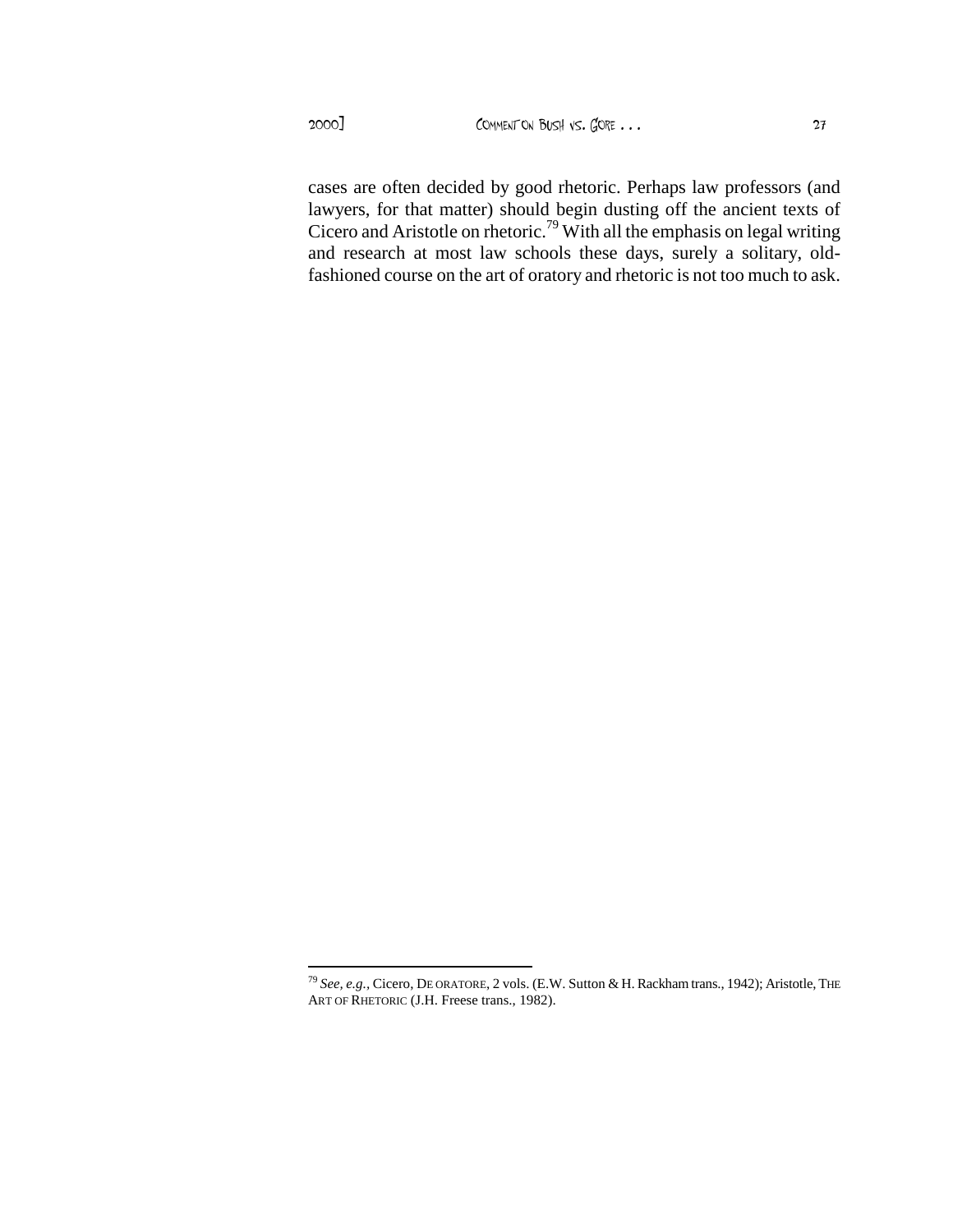cases are often decided by good rhetoric. Perhaps law professors (and lawyers, for that matter) should begin dusting off the ancient texts of Cicero and Aristotle on rhetoric.[79] With all the emphasis on legal writing and research at most law schools these days, surely a solitary, old-fashioned course on the art of oratory and rhetoric is not too much to ask.

---

[79] *See, e.g.*, Cicero, DE ORATORE, 2 vols. (E.W. Sutton & H. Rackham trans., 1942); Aristotle, THE ART OF RHETORIC (J.H. Freese trans., 1982).